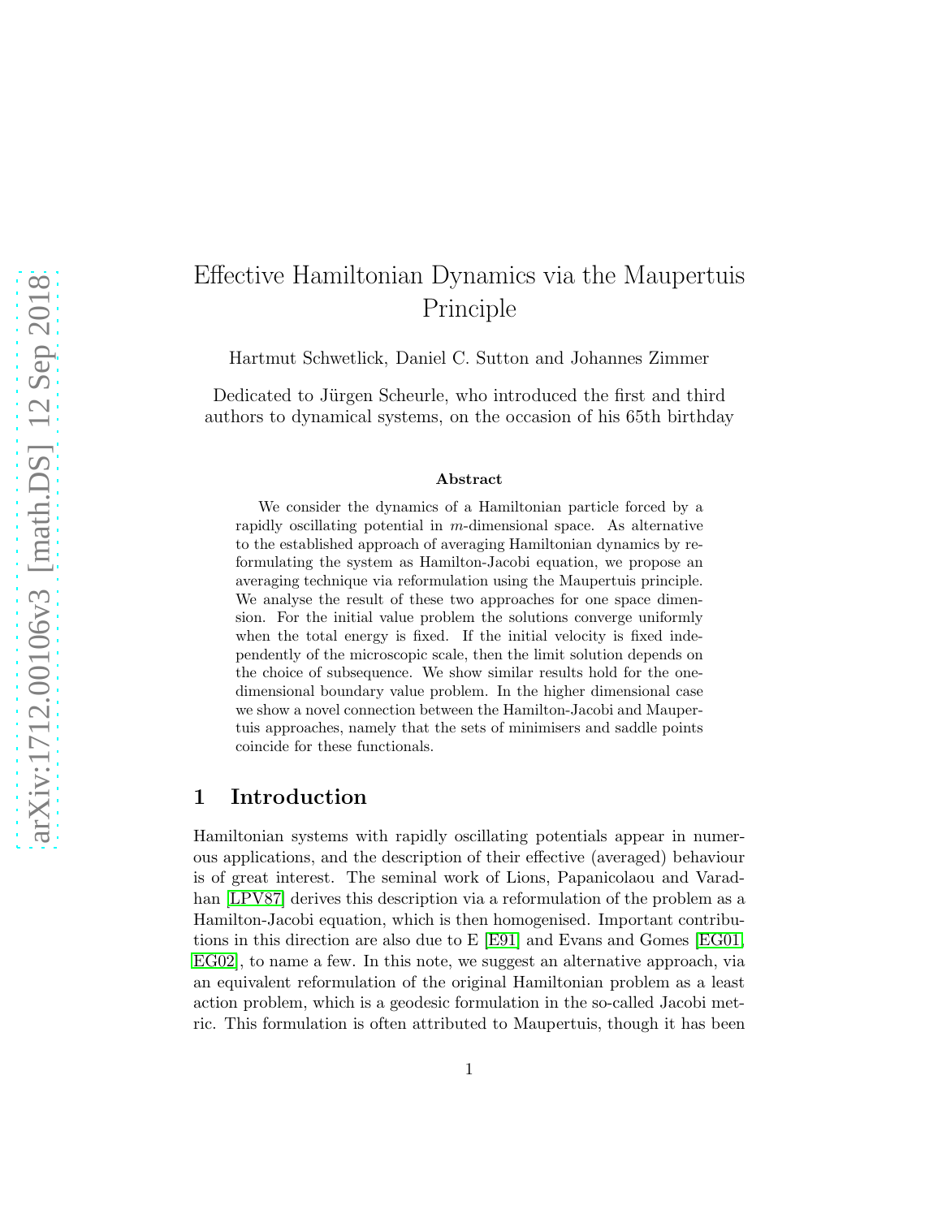# Effective Hamiltonian Dynamics via the Maupertuis Principle

Hartmut Schwetlick, Daniel C. Sutton and Johannes Zimmer

Dedicated to Jürgen Scheurle, who introduced the first and third authors to dynamical systems, on the occasion of his 65th birthday

### Abstract

We consider the dynamics of a Hamiltonian particle forced by a rapidly oscillating potential in $m$-dimensional space. As alternative to the established approach of averaging Hamiltonian dynamics by reformulating the system as Hamilton-Jacobi equation, we propose an averaging technique via reformulation using the Maupertuis principle. We analyse the result of these two approaches for one space dimension. For the initial value problem the solutions converge uniformly when the total energy is fixed. If the initial velocity is fixed independently of the microscopic scale, then the limit solution depends on the choice of subsequence. We show similar results hold for the one-dimensional boundary value problem. In the higher dimensional case we show a novel connection between the Hamilton-Jacobi and Maupertuis approaches, namely that the sets of minimisers and saddle points coincide for these functionals.

## 1 Introduction

Hamiltonian systems with rapidly oscillating potentials appear in numerous applications, and the description of their effective (averaged) behaviour is of great interest. The seminal work of Lions, Papanicolaou and Varadhan [LPV87] derives this description via a reformulation of the problem as a Hamilton-Jacobi equation, which is then homogenised. Important contributions in this direction are also due to E [E91] and Evans and Gomes [EG01, EG02], to name a few. In this note, we suggest an alternative approach, via an equivalent reformulation of the original Hamiltonian problem as a least action problem, which is a geodesic formulation in the so-called Jacobi metric. This formulation is often attributed to Maupertuis, though it has been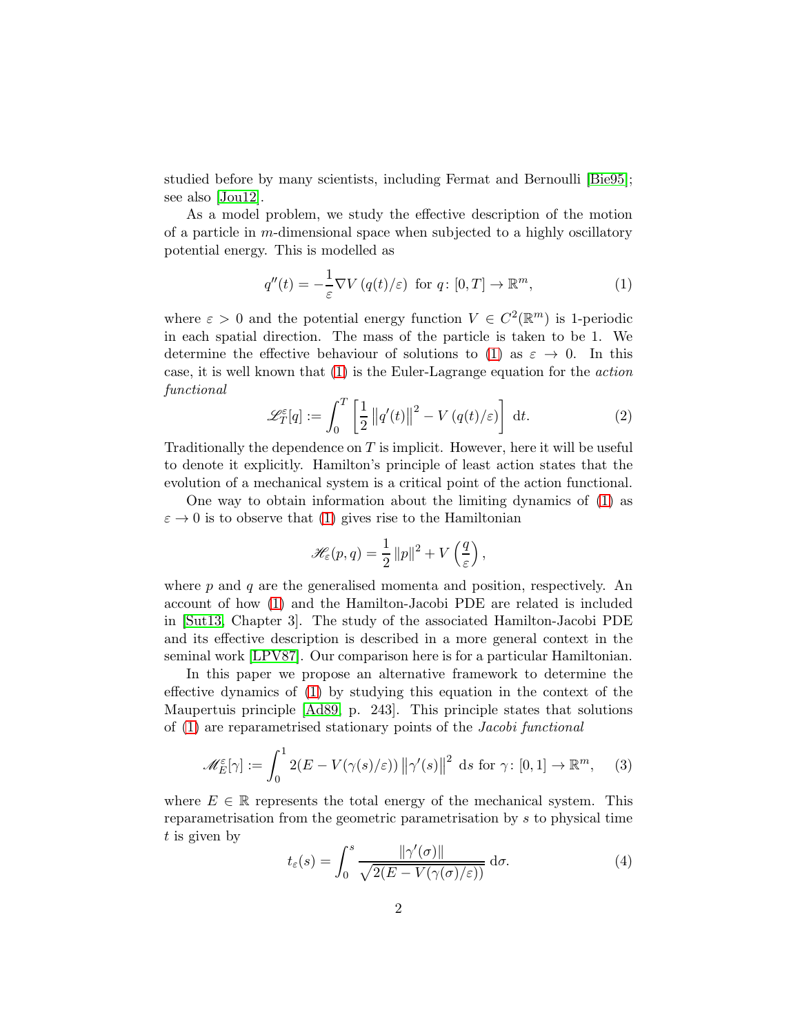studied before by many scientists, including Fermat and Bernoulli [Bie95]; see also [Jou12].

As a model problem, we study the effective description of the motion of a particle in $m$-dimensional space when subjected to a highly oscillatory potential energy. This is modelled as

$$q''(t) = -\frac{1}{\varepsilon}\nabla V\left(q(t)/\varepsilon\right) \text{ for } q\colon [0,T] \to \mathbb{R}^m, \tag{1}$$

where $\varepsilon > 0$ and the potential energy function $V \in C^2(\mathbb{R}^m)$ is 1-periodic in each spatial direction. The mass of the particle is taken to be 1. We determine the effective behaviour of solutions to (1) as $\varepsilon \to 0$. In this case, it is well known that (1) is the Euler-Lagrange equation for the *action functional*

$$\mathscr{L}_T^\varepsilon[q] := \int_0^T \left[\frac{1}{2}\left\|q'(t)\right\|^2 - V\left(q(t)/\varepsilon\right)\right] \, \mathrm{d}t. \tag{2}$$

Traditionally the dependence on $T$ is implicit. However, here it will be useful to denote it explicitly. Hamilton's principle of least action states that the evolution of a mechanical system is a critical point of the action functional.

One way to obtain information about the limiting dynamics of (1) as $\varepsilon \to 0$ is to observe that (1) gives rise to the Hamiltonian

$$\mathscr{H}_\varepsilon(p,q) = \frac{1}{2}\left\|p\right\|^2 + V\left(\frac{q}{\varepsilon}\right),$$

where $p$ and $q$ are the generalised momenta and position, respectively. An account of how (1) and the Hamilton-Jacobi PDE are related is included in [Sut13, Chapter 3]. The study of the associated Hamilton-Jacobi PDE and its effective description is described in a more general context in the seminal work [LPV87]. Our comparison here is for a particular Hamiltonian.

In this paper we propose an alternative framework to determine the effective dynamics of (1) by studying this equation in the context of the Maupertuis principle [Ad89, p. 243]. This principle states that solutions of (1) are reparametrised stationary points of the *Jacobi functional*

$$\mathscr{M}_E^\varepsilon[\gamma] := \int_0^1 2(E - V(\gamma(s)/\varepsilon))\left\|\gamma'(s)\right\|^2 \, \mathrm{d}s \text{ for } \gamma\colon [0,1] \to \mathbb{R}^m, \tag{3}$$

where $E \in \mathbb{R}$ represents the total energy of the mechanical system. This reparametrisation from the geometric parametrisation by $s$ to physical time $t$ is given by

$$t_\varepsilon(s) = \int_0^s \frac{\left\|\gamma'(\sigma)\right\|}{\sqrt{2(E - V(\gamma(\sigma)/\varepsilon))}} \, \mathrm{d}\sigma. \tag{4}$$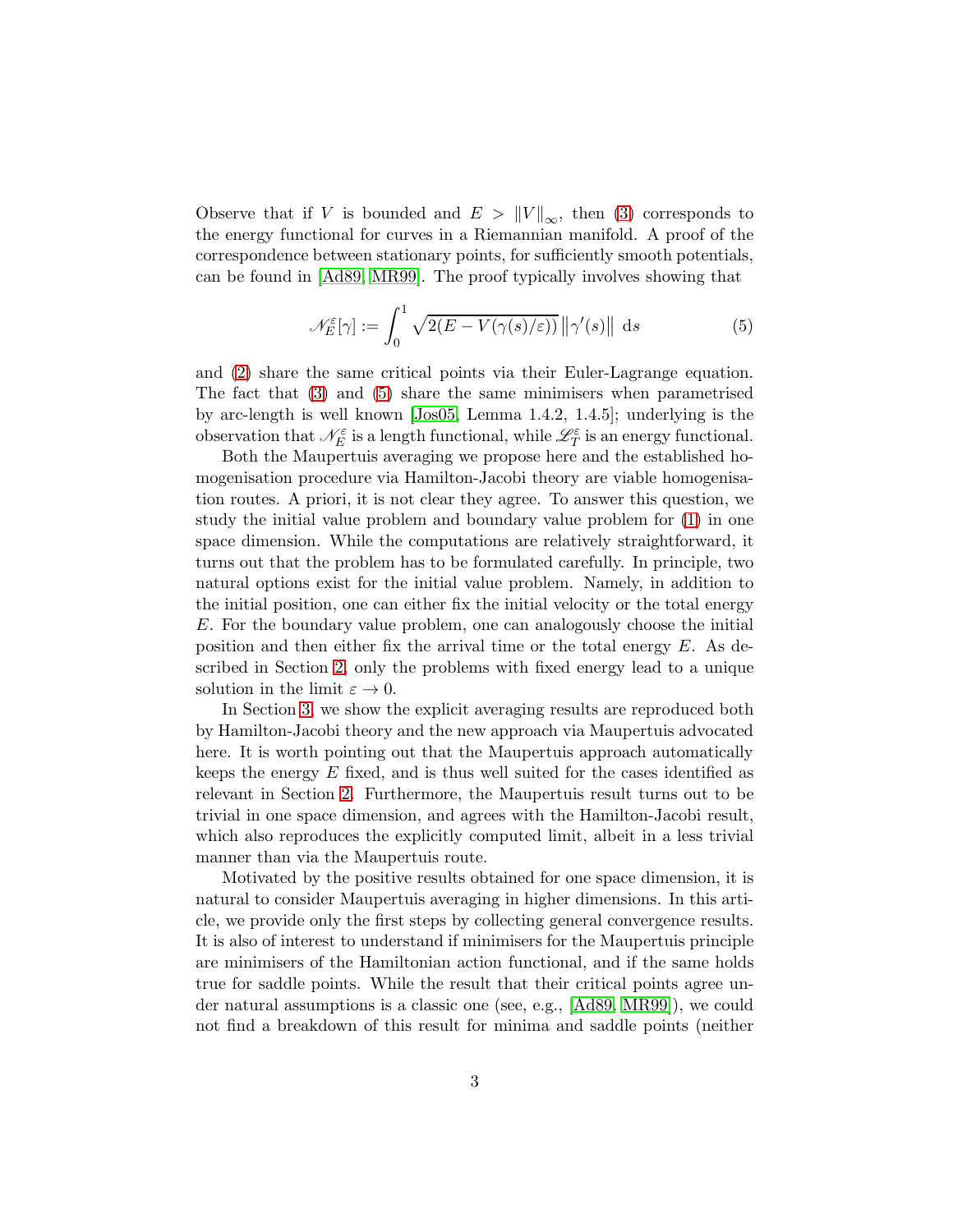Observe that if $V$ is bounded and $E > \|V\|_\infty$, then (3) corresponds to the energy functional for curves in a Riemannian manifold. A proof of the correspondence between stationary points, for sufficiently smooth potentials, can be found in [Ad89, MR99]. The proof typically involves showing that

$$\mathcal{N}_E^\varepsilon[\gamma] := \int_0^1 \sqrt{2(E - V(\gamma(s)/\varepsilon))}\, \|\gamma'(s)\| \,\mathrm{d}s \tag{5}$$

and (2) share the same critical points via their Euler-Lagrange equation. The fact that (3) and (5) share the same minimisers when parametrised by arc-length is well known [Jos05, Lemma 1.4.2, 1.4.5]; underlying is the observation that $\mathcal{N}_E^\varepsilon$ is a length functional, while $\mathcal{L}_T^\varepsilon$ is an energy functional.

Both the Maupertuis averaging we propose here and the established homogenisation procedure via Hamilton-Jacobi theory are viable homogenisation routes. A priori, it is not clear they agree. To answer this question, we study the initial value problem and boundary value problem for (1) in one space dimension. While the computations are relatively straightforward, it turns out that the problem has to be formulated carefully. In principle, two natural options exist for the initial value problem. Namely, in addition to the initial position, one can either fix the initial velocity or the total energy $E$. For the boundary value problem, one can analogously choose the initial position and then either fix the arrival time or the total energy $E$. As described in Section 2, only the problems with fixed energy lead to a unique solution in the limit $\varepsilon \to 0$.

In Section 3, we show the explicit averaging results are reproduced both by Hamilton-Jacobi theory and the new approach via Maupertuis advocated here. It is worth pointing out that the Maupertuis approach automatically keeps the energy $E$ fixed, and is thus well suited for the cases identified as relevant in Section 2. Furthermore, the Maupertuis result turns out to be trivial in one space dimension, and agrees with the Hamilton-Jacobi result, which also reproduces the explicitly computed limit, albeit in a less trivial manner than via the Maupertuis route.

Motivated by the positive results obtained for one space dimension, it is natural to consider Maupertuis averaging in higher dimensions. In this article, we provide only the first steps by collecting general convergence results. It is also of interest to understand if minimisers for the Maupertuis principle are minimisers of the Hamiltonian action functional, and if the same holds true for saddle points. While the result that their critical points agree under natural assumptions is a classic one (see, e.g., [Ad89, MR99]), we could not find a breakdown of this result for minima and saddle points (neither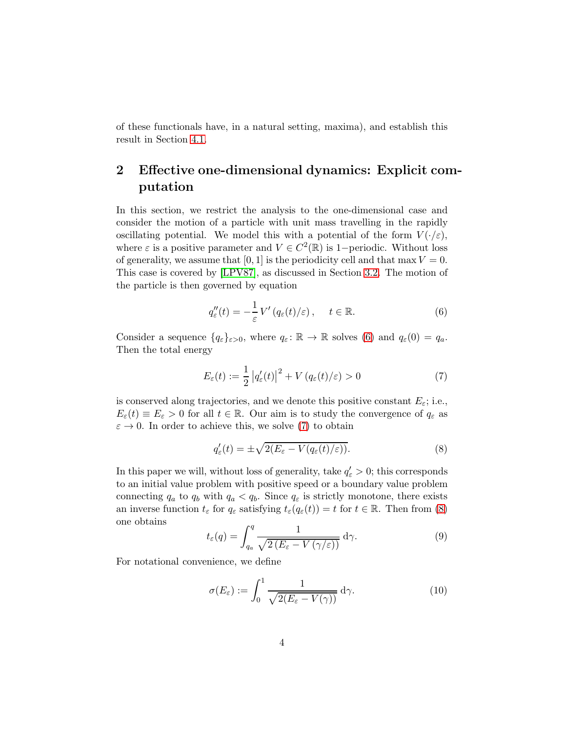of these functionals have, in a natural setting, maxima), and establish this result in Section 4.1.

## 2 Effective one-dimensional dynamics: Explicit computation

In this section, we restrict the analysis to the one-dimensional case and consider the motion of a particle with unit mass travelling in the rapidly oscillating potential. We model this with a potential of the form $V(\cdot/\varepsilon)$, where $\varepsilon$ is a positive parameter and $V \in C^2(\mathbb{R})$ is $1-$periodic. Without loss of generality, we assume that $[0,1]$ is the periodicity cell and that $\max V = 0$. This case is covered by [LPV87], as discussed in Section 3.2. The motion of the particle is then governed by equation

$$q_\varepsilon''(t) = -\frac{1}{\varepsilon} V'\left(q_\varepsilon(t)/\varepsilon\right), \quad t \in \mathbb{R}. \tag{6}$$

Consider a sequence $\{q_\varepsilon\}_{\varepsilon>0}$, where $q_\varepsilon \colon \mathbb{R} \to \mathbb{R}$ solves (6) and $q_\varepsilon(0) = q_a$. Then the total energy

$$E_\varepsilon(t) := \frac{1}{2}\left|q_\varepsilon'(t)\right|^2 + V\left(q_\varepsilon(t)/\varepsilon\right) > 0 \tag{7}$$

is conserved along trajectories, and we denote this positive constant $E_\varepsilon$; i.e., $E_\varepsilon(t) \equiv E_\varepsilon > 0$ for all $t \in \mathbb{R}$. Our aim is to study the convergence of $q_\varepsilon$ as $\varepsilon \to 0$. In order to achieve this, we solve (7) to obtain

$$q_\varepsilon'(t) = \pm\sqrt{2(E_\varepsilon - V(q_\varepsilon(t)/\varepsilon))}. \tag{8}$$

In this paper we will, without loss of generality, take $q_\varepsilon' > 0$; this corresponds to an initial value problem with positive speed or a boundary value problem connecting $q_a$ to $q_b$ with $q_a < q_b$. Since $q_\varepsilon$ is strictly monotone, there exists an inverse function $t_\varepsilon$ for $q_\varepsilon$ satisfying $t_\varepsilon(q_\varepsilon(t)) = t$ for $t \in \mathbb{R}$. Then from (8) one obtains

$$t_\varepsilon(q) = \int_{q_a}^{q} \frac{1}{\sqrt{2\left(E_\varepsilon - V\left(\gamma/\varepsilon\right)\right)}}\,\mathrm{d}\gamma. \tag{9}$$

For notational convenience, we define

$$\sigma(E_\varepsilon) := \int_0^1 \frac{1}{\sqrt{2(E_\varepsilon - V(\gamma))}}\,\mathrm{d}\gamma. \tag{10}$$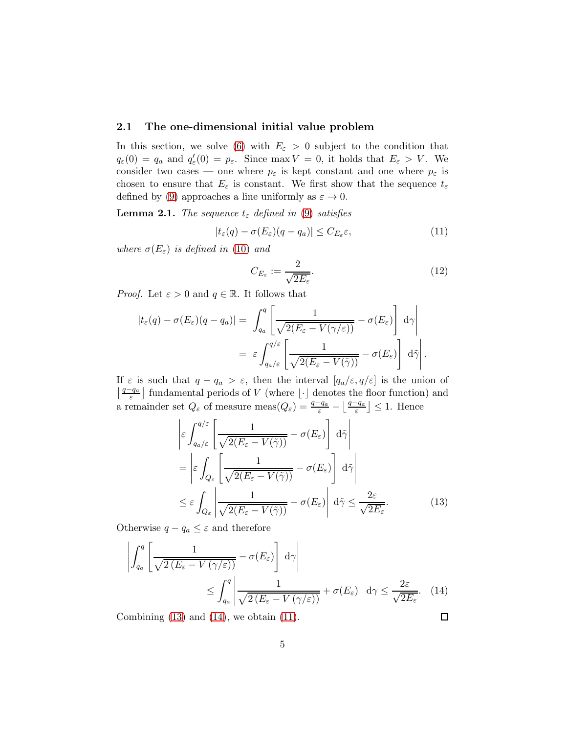### 2.1 The one-dimensional initial value problem

In this section, we solve (6) with $E_\varepsilon > 0$ subject to the condition that $q_\varepsilon(0) = q_a$ and $q_\varepsilon'(0) = p_\varepsilon$. Since $\max V = 0$, it holds that $E_\varepsilon > V$. We consider two cases — one where $p_\varepsilon$ is kept constant and one where $p_\varepsilon$ is chosen to ensure that $E_\varepsilon$ is constant. We first show that the sequence $t_\varepsilon$ defined by (9) approaches a line uniformly as $\varepsilon \to 0$.

**Lemma 2.1.** *The sequence $t_\varepsilon$ defined in (9) satisfies*

$$|t_\varepsilon(q) - \sigma(E_\varepsilon)(q - q_a)| \leq C_{E_\varepsilon}\varepsilon, \tag{11}$$

*where $\sigma(E_\varepsilon)$ is defined in (10) and*

$$C_{E_\varepsilon} := \frac{2}{\sqrt{2E_\varepsilon}}. \tag{12}$$

*Proof.* Let $\varepsilon > 0$ and $q \in \mathbb{R}$. It follows that

$$\begin{aligned}
|t_\varepsilon(q) - \sigma(E_\varepsilon)(q - q_a)| &= \left| \int_{q_a}^{q} \left[ \frac{1}{\sqrt{2(E_\varepsilon - V(\gamma/\varepsilon))}} - \sigma(E_\varepsilon) \right] \, \mathrm{d}\gamma \right| \\
&= \left| \varepsilon \int_{q_a/\varepsilon}^{q/\varepsilon} \left[ \frac{1}{\sqrt{2(E_\varepsilon - V(\tilde{\gamma}))}} - \sigma(E_\varepsilon) \right] \, \mathrm{d}\tilde{\gamma} \right|.
\end{aligned}$$

If $\varepsilon$ is such that $q - q_a > \varepsilon$, then the interval $[q_a/\varepsilon, q/\varepsilon]$ is the union of $\left\lfloor \frac{q-q_a}{\varepsilon} \right\rfloor$ fundamental periods of $V$ (where $\lfloor\cdot\rfloor$ denotes the floor function) and a remainder set $Q_\varepsilon$ of measure $\mathrm{meas}(Q_\varepsilon) = \frac{q-q_a}{\varepsilon} - \left\lfloor \frac{q-q_a}{\varepsilon} \right\rfloor \leq 1$. Hence

$$\begin{aligned}
&\left| \varepsilon \int_{q_a/\varepsilon}^{q/\varepsilon} \left[ \frac{1}{\sqrt{2(E_\varepsilon - V(\tilde{\gamma}))}} - \sigma(E_\varepsilon) \right] \, \mathrm{d}\tilde{\gamma} \right| \\
&= \left| \varepsilon \int_{Q_\varepsilon} \left[ \frac{1}{\sqrt{2(E_\varepsilon - V(\tilde{\gamma}))}} - \sigma(E_\varepsilon) \right] \, \mathrm{d}\tilde{\gamma} \right| \\
&\leq \varepsilon \int_{Q_\varepsilon} \left| \frac{1}{\sqrt{2(E_\varepsilon - V(\tilde{\gamma}))}} - \sigma(E_\varepsilon) \right| \, \mathrm{d}\tilde{\gamma} \leq \frac{2\varepsilon}{\sqrt{2E_\varepsilon}}.
\end{aligned} \tag{13}$$

Otherwise $q - q_a \leq \varepsilon$ and therefore

$$\begin{aligned}
&\left| \int_{q_a}^{q} \left[ \frac{1}{\sqrt{2\left(E_\varepsilon - V\left(\gamma/\varepsilon\right)\right)}} - \sigma(E_\varepsilon) \right] \, \mathrm{d}\gamma \right| \\
&\qquad\qquad \leq \int_{q_a}^{q} \left| \frac{1}{\sqrt{2\left(E_\varepsilon - V\left(\gamma/\varepsilon\right)\right)}} + \sigma(E_\varepsilon) \right| \, \mathrm{d}\gamma \leq \frac{2\varepsilon}{\sqrt{2E_\varepsilon}}.
\end{aligned} \tag{14}$$

Combining (13) and (14), we obtain (11). $\square$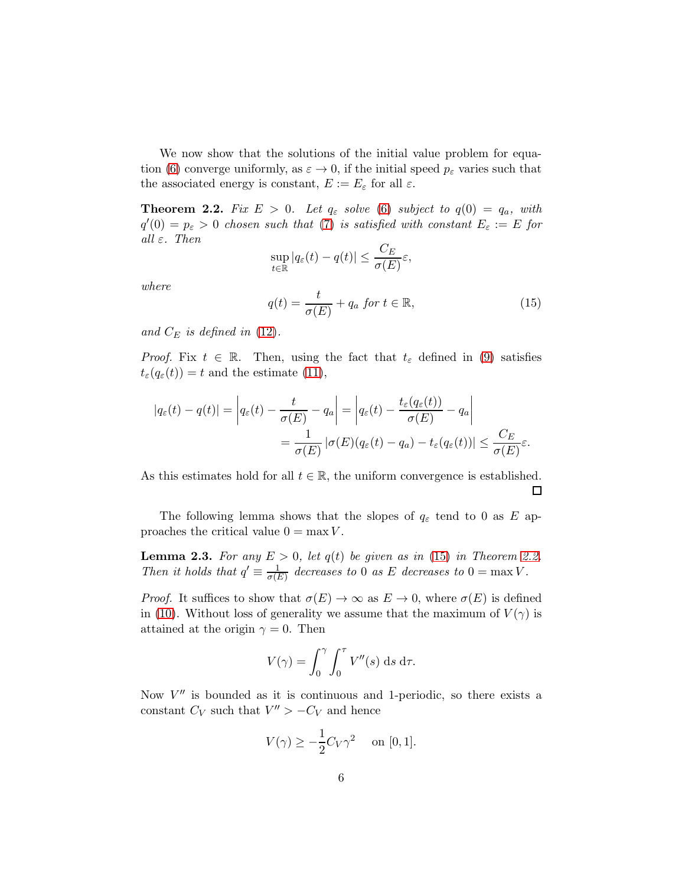We now show that the solutions of the initial value problem for equation (6) converge uniformly, as $\varepsilon \to 0$, if the initial speed $p_\varepsilon$ varies such that the associated energy is constant, $E := E_\varepsilon$ for all $\varepsilon$.

**Theorem 2.2.** *Fix $E > 0$. Let $q_\varepsilon$ solve (6) subject to $q(0) = q_a$, with $q'(0) = p_\varepsilon > 0$ chosen such that (7) is satisfied with constant $E_\varepsilon := E$ for all $\varepsilon$. Then*

$$\sup_{t\in\mathbb{R}} |q_\varepsilon(t) - q(t)| \leq \frac{C_E}{\sigma(E)}\varepsilon,$$

*where*

$$q(t) = \frac{t}{\sigma(E)} + q_a \text{ for } t \in \mathbb{R}, \tag{15}$$

*and $C_E$ is defined in (12).*

*Proof.* Fix $t \in \mathbb{R}$. Then, using the fact that $t_\varepsilon$ defined in (9) satisfies $t_\varepsilon(q_\varepsilon(t)) = t$ and the estimate (11),

$$\begin{aligned}
|q_\varepsilon(t) - q(t)| = \left| q_\varepsilon(t) - \frac{t}{\sigma(E)} - q_a \right| &= \left| q_\varepsilon(t) - \frac{t_\varepsilon(q_\varepsilon(t))}{\sigma(E)} - q_a \right| \\
&= \frac{1}{\sigma(E)} \left| \sigma(E)(q_\varepsilon(t) - q_a) - t_\varepsilon(q_\varepsilon(t)) \right| \leq \frac{C_E}{\sigma(E)}\varepsilon.
\end{aligned}$$

As this estimates hold for all $t \in \mathbb{R}$, the uniform convergence is established. ◻

The following lemma shows that the slopes of $q_\varepsilon$ tend to 0 as $E$ approaches the critical value $0 = \max V$.

**Lemma 2.3.** *For any $E > 0$, let $q(t)$ be given as in (15) in Theorem 2.2. Then it holds that $q' \equiv \frac{1}{\sigma(E)}$ decreases to 0 as $E$ decreases to $0 = \max V$.*

*Proof.* It suffices to show that $\sigma(E) \to \infty$ as $E \to 0$, where $\sigma(E)$ is defined in (10). Without loss of generality we assume that the maximum of $V(\gamma)$ is attained at the origin $\gamma = 0$. Then

$$V(\gamma) = \int_0^\gamma \int_0^\tau V''(s) \,\mathrm{d}s \,\mathrm{d}\tau.$$

Now $V''$ is bounded as it is continuous and 1-periodic, so there exists a constant $C_V$ such that $V'' > -C_V$ and hence

$$V(\gamma) \geq -\frac{1}{2}C_V\gamma^2 \quad \text{on } [0, 1].$$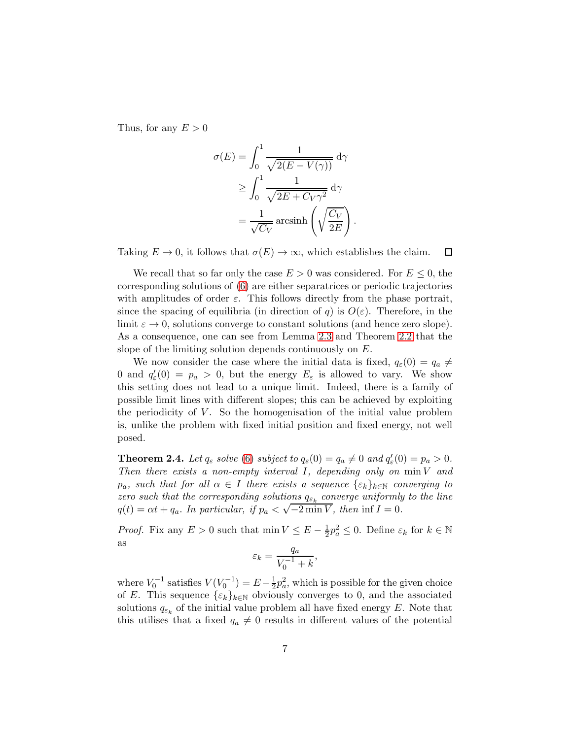Thus, for any $E > 0$

$$
\begin{aligned}
\sigma(E) &= \int_0^1 \frac{1}{\sqrt{2(E - V(\gamma))}} \, \mathrm{d}\gamma \\
&\geq \int_0^1 \frac{1}{\sqrt{2E + C_V \gamma^2}} \, \mathrm{d}\gamma \\
&= \frac{1}{\sqrt{C_V}} \operatorname{arcsinh}\left(\sqrt{\frac{C_V}{2E}}\right).
\end{aligned}
$$

Taking $E \to 0$, it follows that $\sigma(E) \to \infty$, which establishes the claim. $\square$

We recall that so far only the case $E > 0$ was considered. For $E \leq 0$, the corresponding solutions of (6) are either separatrices or periodic trajectories with amplitudes of order $\varepsilon$. This follows directly from the phase portrait, since the spacing of equilibria (in direction of $q$) is $O(\varepsilon)$. Therefore, in the limit $\varepsilon \to 0$, solutions converge to constant solutions (and hence zero slope). As a consequence, one can see from Lemma 2.3 and Theorem 2.2 that the slope of the limiting solution depends continuously on $E$.

We now consider the case where the initial data is fixed, $q_\varepsilon(0) = q_a \neq 0$ and $q'_\varepsilon(0) = p_a > 0$, but the energy $E_\varepsilon$ is allowed to vary. We show this setting does not lead to a unique limit. Indeed, there is a family of possible limit lines with different slopes; this can be achieved by exploiting the periodicity of $V$. So the homogenisation of the initial value problem is, unlike the problem with fixed initial position and fixed energy, not well posed.

**Theorem 2.4.** *Let $q_\varepsilon$ solve (6) subject to $q_\varepsilon(0) = q_a \neq 0$ and $q'_\varepsilon(0) = p_a > 0$. Then there exists a non-empty interval $I$, depending only on $\min V$ and $p_a$, such that for all $\alpha \in I$ there exists a sequence $\{\varepsilon_k\}_{k\in\mathbb{N}}$ converging to zero such that the corresponding solutions $q_{\varepsilon_k}$ converge uniformly to the line $q(t) = \alpha t + q_a$. In particular, if $p_a < \sqrt{-2\min V}$, then $\inf I = 0$.*

*Proof.* Fix any $E > 0$ such that $\min V \leq E - \frac{1}{2}p_a^2 \leq 0$. Define $\varepsilon_k$ for $k \in \mathbb{N}$ as

$$
\varepsilon_k = \frac{q_a}{V_0^{-1} + k},
$$

where $V_0^{-1}$ satisfies $V(V_0^{-1}) = E - \frac{1}{2}p_a^2$, which is possible for the given choice of $E$. This sequence $\{\varepsilon_k\}_{k\in\mathbb{N}}$ obviously converges to 0, and the associated solutions $q_{\varepsilon_k}$ of the initial value problem all have fixed energy $E$. Note that this utilises that a fixed $q_a \neq 0$ results in different values of the potential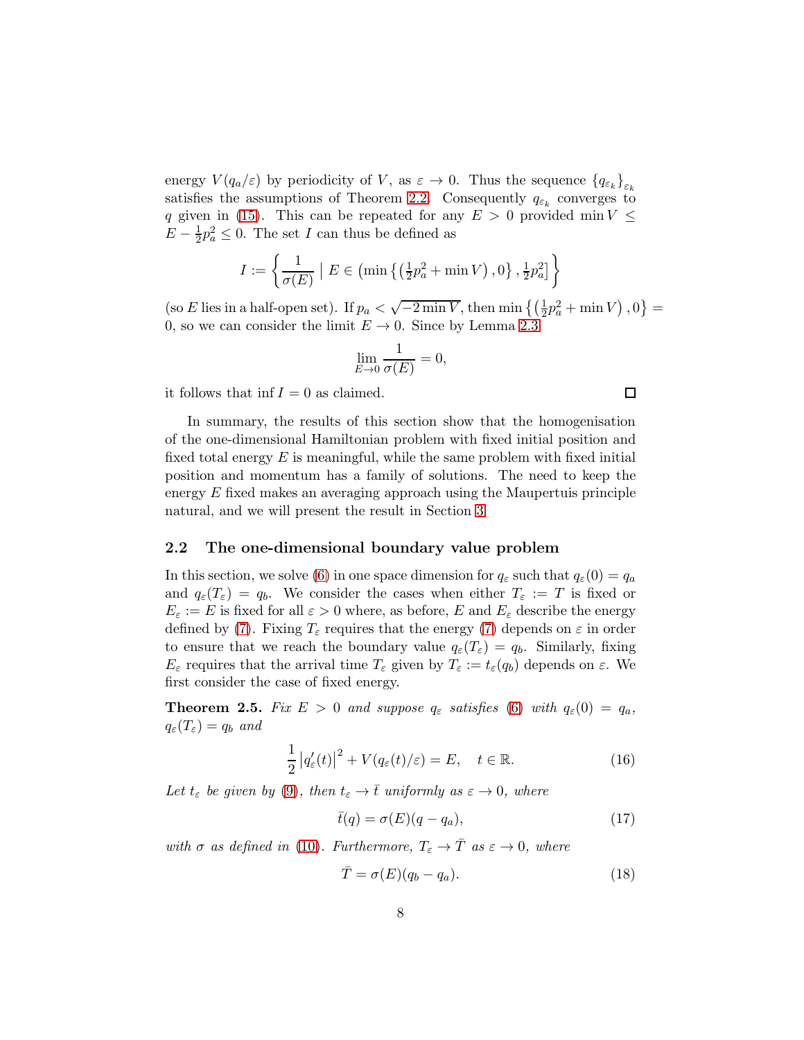energy $V(q_a/\varepsilon)$ by periodicity of $V$, as $\varepsilon \to 0$. Thus the sequence $\{q_{\varepsilon_k}\}_{\varepsilon_k}$ satisfies the assumptions of Theorem 2.2. Consequently $q_{\varepsilon_k}$ converges to $q$ given in (15). This can be repeated for any $E > 0$ provided $\min V \leq E - \frac{1}{2}p_a^2 \leq 0$. The set $I$ can thus be defined as

$$I := \left\{ \frac{1}{\sigma(E)} \;\middle|\; E \in \left(\min\left\{\left(\tfrac{1}{2}p_a^2 + \min V\right), 0\right\}, \tfrac{1}{2}p_a^2\right] \right\}$$

(so $E$ lies in a half-open set). If $p_a < \sqrt{-2\min V}$, then $\min\left\{\left(\frac{1}{2}p_a^2 + \min V\right), 0\right\} = 0$, so we can consider the limit $E \to 0$. Since by Lemma 2.3

$$\lim_{E\to 0} \frac{1}{\sigma(E)} = 0,$$

it follows that $\inf I = 0$ as claimed. □

In summary, the results of this section show that the homogenisation of the one-dimensional Hamiltonian problem with fixed initial position and fixed total energy $E$ is meaningful, while the same problem with fixed initial position and momentum has a family of solutions. The need to keep the energy $E$ fixed makes an averaging approach using the Maupertuis principle natural, and we will present the result in Section 3.

### 2.2 The one-dimensional boundary value problem

In this section, we solve (6) in one space dimension for $q_\varepsilon$ such that $q_\varepsilon(0) = q_a$ and $q_\varepsilon(T_\varepsilon) = q_b$. We consider the cases when either $T_\varepsilon := T$ is fixed or $E_\varepsilon := E$ is fixed for all $\varepsilon > 0$ where, as before, $E$ and $E_\varepsilon$ describe the energy defined by (7). Fixing $T_\varepsilon$ requires that the energy (7) depends on $\varepsilon$ in order to ensure that we reach the boundary value $q_\varepsilon(T_\varepsilon) = q_b$. Similarly, fixing $E_\varepsilon$ requires that the arrival time $T_\varepsilon$ given by $T_\varepsilon := t_\varepsilon(q_b)$ depends on $\varepsilon$. We first consider the case of fixed energy.

**Theorem 2.5.** *Fix $E > 0$ and suppose $q_\varepsilon$ satisfies (6) with $q_\varepsilon(0) = q_a$, $q_\varepsilon(T_\varepsilon) = q_b$ and*

$$\frac{1}{2}\left|q_\varepsilon'(t)\right|^2 + V(q_\varepsilon(t)/\varepsilon) = E, \quad t \in \mathbb{R}. \tag{16}$$

*Let $t_\varepsilon$ be given by (9), then $t_\varepsilon \to \bar{t}$ uniformly as $\varepsilon \to 0$, where*

$$\bar{t}(q) = \sigma(E)(q - q_a), \tag{17}$$

*with $\sigma$ as defined in (10). Furthermore, $T_\varepsilon \to \bar{T}$ as $\varepsilon \to 0$, where*

$$\bar{T} = \sigma(E)(q_b - q_a). \tag{18}$$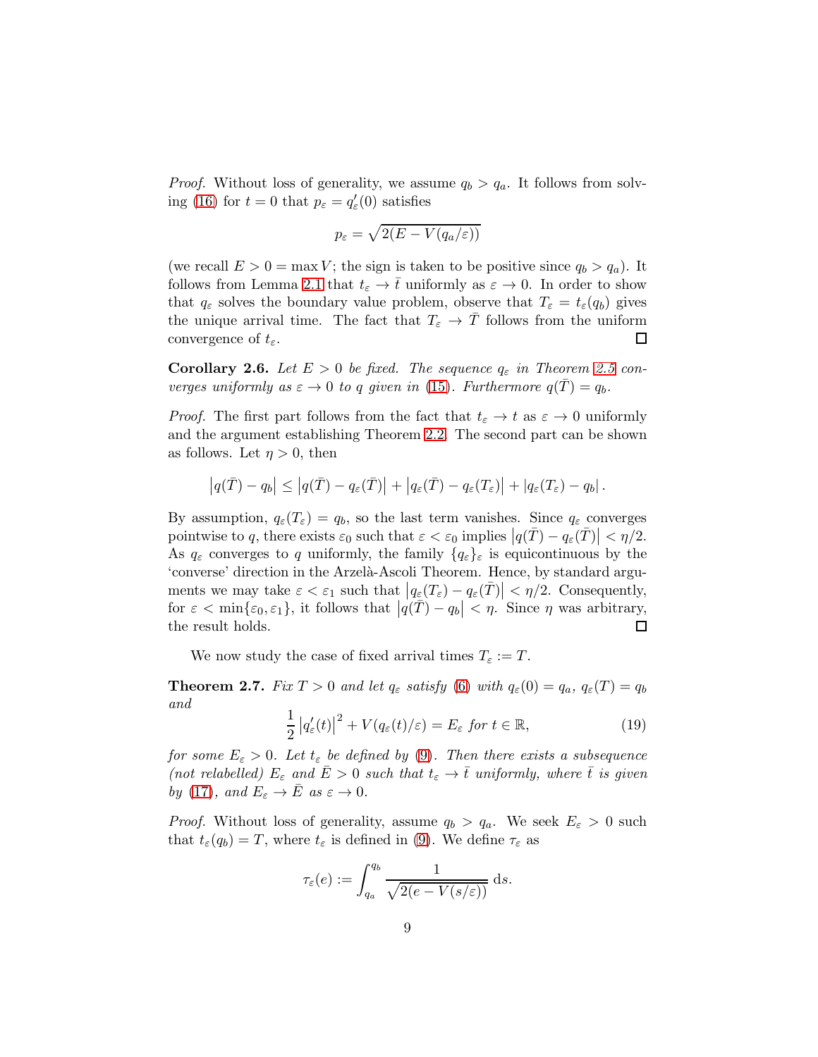*Proof.* Without loss of generality, we assume $q_b > q_a$. It follows from solving (16) for $t = 0$ that $p_\varepsilon = q_\varepsilon'(0)$ satisfies

$$p_\varepsilon = \sqrt{2(E - V(q_a/\varepsilon))}$$

(we recall $E > 0 = \max V$; the sign is taken to be positive since $q_b > q_a$). It follows from Lemma 2.1 that $t_\varepsilon \to \bar{t}$ uniformly as $\varepsilon \to 0$. In order to show that $q_\varepsilon$ solves the boundary value problem, observe that $T_\varepsilon = t_\varepsilon(q_b)$ gives the unique arrival time. The fact that $T_\varepsilon \to \bar{T}$ follows from the uniform convergence of $t_\varepsilon$. □

**Corollary 2.6.** *Let $E > 0$ be fixed. The sequence $q_\varepsilon$ in Theorem 2.5 converges uniformly as $\varepsilon \to 0$ to $q$ given in (15). Furthermore $q(\bar{T}) = q_b$.*

*Proof.* The first part follows from the fact that $t_\varepsilon \to t$ as $\varepsilon \to 0$ uniformly and the argument establishing Theorem 2.2. The second part can be shown as follows. Let $\eta > 0$, then

$$\left|q(\bar{T}) - q_b\right| \leq \left|q(\bar{T}) - q_\varepsilon(\bar{T})\right| + \left|q_\varepsilon(\bar{T}) - q_\varepsilon(T_\varepsilon)\right| + \left|q_\varepsilon(T_\varepsilon) - q_b\right|.$$

By assumption, $q_\varepsilon(T_\varepsilon) = q_b$, so the last term vanishes. Since $q_\varepsilon$ converges pointwise to $q$, there exists $\varepsilon_0$ such that $\varepsilon < \varepsilon_0$ implies $\left|q(\bar{T}) - q_\varepsilon(\bar{T})\right| < \eta/2$. As $q_\varepsilon$ converges to $q$ uniformly, the family $\{q_\varepsilon\}_\varepsilon$ is equicontinuous by the 'converse' direction in the Arzelà-Ascoli Theorem. Hence, by standard arguments we may take $\varepsilon < \varepsilon_1$ such that $\left|q_\varepsilon(T_\varepsilon) - q_\varepsilon(\bar{T})\right| < \eta/2$. Consequently, for $\varepsilon < \min\{\varepsilon_0, \varepsilon_1\}$, it follows that $\left|q(\bar{T}) - q_b\right| < \eta$. Since $\eta$ was arbitrary, the result holds. □

We now study the case of fixed arrival times $T_\varepsilon := T$.

**Theorem 2.7.** *Fix $T > 0$ and let $q_\varepsilon$ satisfy (6) with $q_\varepsilon(0) = q_a$, $q_\varepsilon(T) = q_b$ and*

$$\frac{1}{2}\left|q_\varepsilon'(t)\right|^2 + V(q_\varepsilon(t)/\varepsilon) = E_\varepsilon \text{ for } t \in \mathbb{R}, \tag{19}$$

*for some $E_\varepsilon > 0$. Let $t_\varepsilon$ be defined by (9). Then there exists a subsequence (not relabelled) $E_\varepsilon$ and $\bar{E} > 0$ such that $t_\varepsilon \to \bar{t}$ uniformly, where $\bar{t}$ is given by (17), and $E_\varepsilon \to \bar{E}$ as $\varepsilon \to 0$.*

*Proof.* Without loss of generality, assume $q_b > q_a$. We seek $E_\varepsilon > 0$ such that $t_\varepsilon(q_b) = T$, where $t_\varepsilon$ is defined in (9). We define $\tau_\varepsilon$ as

$$\tau_\varepsilon(e) := \int_{q_a}^{q_b} \frac{1}{\sqrt{2(e - V(s/\varepsilon))}}\,\mathrm{d}s.$$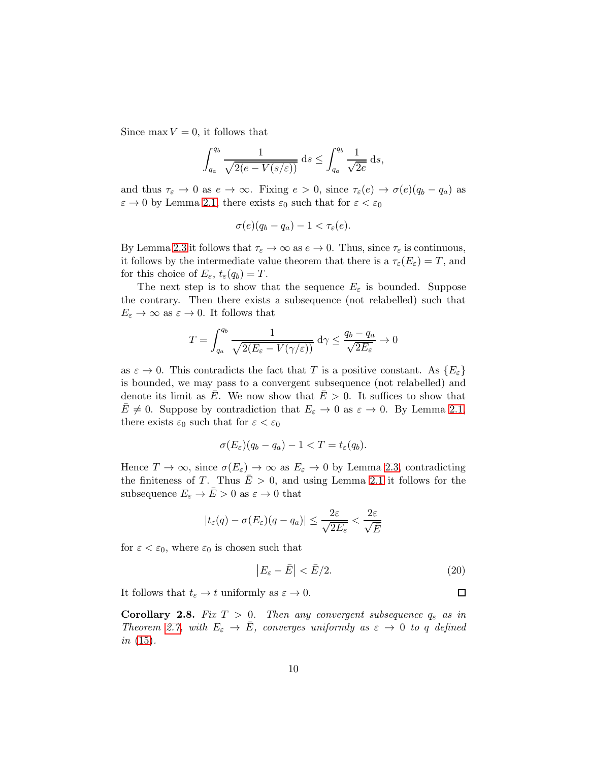Since $\max V = 0$, it follows that

$$\int_{q_a}^{q_b} \frac{1}{\sqrt{2(e - V(s/\varepsilon))}}\,\mathrm{d}s \leq \int_{q_a}^{q_b} \frac{1}{\sqrt{2e}}\,\mathrm{d}s,$$

and thus $\tau_\varepsilon \to 0$ as $e \to \infty$. Fixing $e > 0$, since $\tau_\varepsilon(e) \to \sigma(e)(q_b - q_a)$ as $\varepsilon \to 0$ by Lemma 2.1, there exists $\varepsilon_0$ such that for $\varepsilon < \varepsilon_0$

$$\sigma(e)(q_b - q_a) - 1 < \tau_\varepsilon(e).$$

By Lemma 2.3 it follows that $\tau_\varepsilon \to \infty$ as $e \to 0$. Thus, since $\tau_\varepsilon$ is continuous, it follows by the intermediate value theorem that there is a $\tau_\varepsilon(E_\varepsilon) = T$, and for this choice of $E_\varepsilon$, $t_\varepsilon(q_b) = T$.

The next step is to show that the sequence $E_\varepsilon$ is bounded. Suppose the contrary. Then there exists a subsequence (not relabelled) such that $E_\varepsilon \to \infty$ as $\varepsilon \to 0$. It follows that

$$T = \int_{q_a}^{q_b} \frac{1}{\sqrt{2(E_\varepsilon - V(\gamma/\varepsilon))}}\,\mathrm{d}\gamma \leq \frac{q_b - q_a}{\sqrt{2E_\varepsilon}} \to 0$$

as $\varepsilon \to 0$. This contradicts the fact that $T$ is a positive constant. As $\{E_\varepsilon\}$ is bounded, we may pass to a convergent subsequence (not relabelled) and denote its limit as $\bar{E}$. We now show that $\bar{E} > 0$. It suffices to show that $\bar{E} \neq 0$. Suppose by contradiction that $E_\varepsilon \to 0$ as $\varepsilon \to 0$. By Lemma 2.1, there exists $\varepsilon_0$ such that for $\varepsilon < \varepsilon_0$

$$\sigma(E_\varepsilon)(q_b - q_a) - 1 < T = t_\varepsilon(q_b).$$

Hence $T \to \infty$, since $\sigma(E_\varepsilon) \to \infty$ as $E_\varepsilon \to 0$ by Lemma 2.3, contradicting the finiteness of $T$. Thus $\bar{E} > 0$, and using Lemma 2.1 it follows for the subsequence $E_\varepsilon \to \bar{E} > 0$ as $\varepsilon \to 0$ that

$$|t_\varepsilon(q) - \sigma(E_\varepsilon)(q - q_a)| \leq \frac{2\varepsilon}{\sqrt{2E_\varepsilon}} < \frac{2\varepsilon}{\sqrt{\bar{E}}}$$

for $\varepsilon < \varepsilon_0$, where $\varepsilon_0$ is chosen such that

$$\left|E_\varepsilon - \bar{E}\right| < \bar{E}/2. \tag{20}$$

It follows that $t_\varepsilon \to t$ uniformly as $\varepsilon \to 0$. ☐

**Corollary 2.8.** *Fix $T > 0$. Then any convergent subsequence $q_\varepsilon$ as in Theorem 2.7, with $E_\varepsilon \to \bar{E}$, converges uniformly as $\varepsilon \to 0$ to $q$ defined in (15).*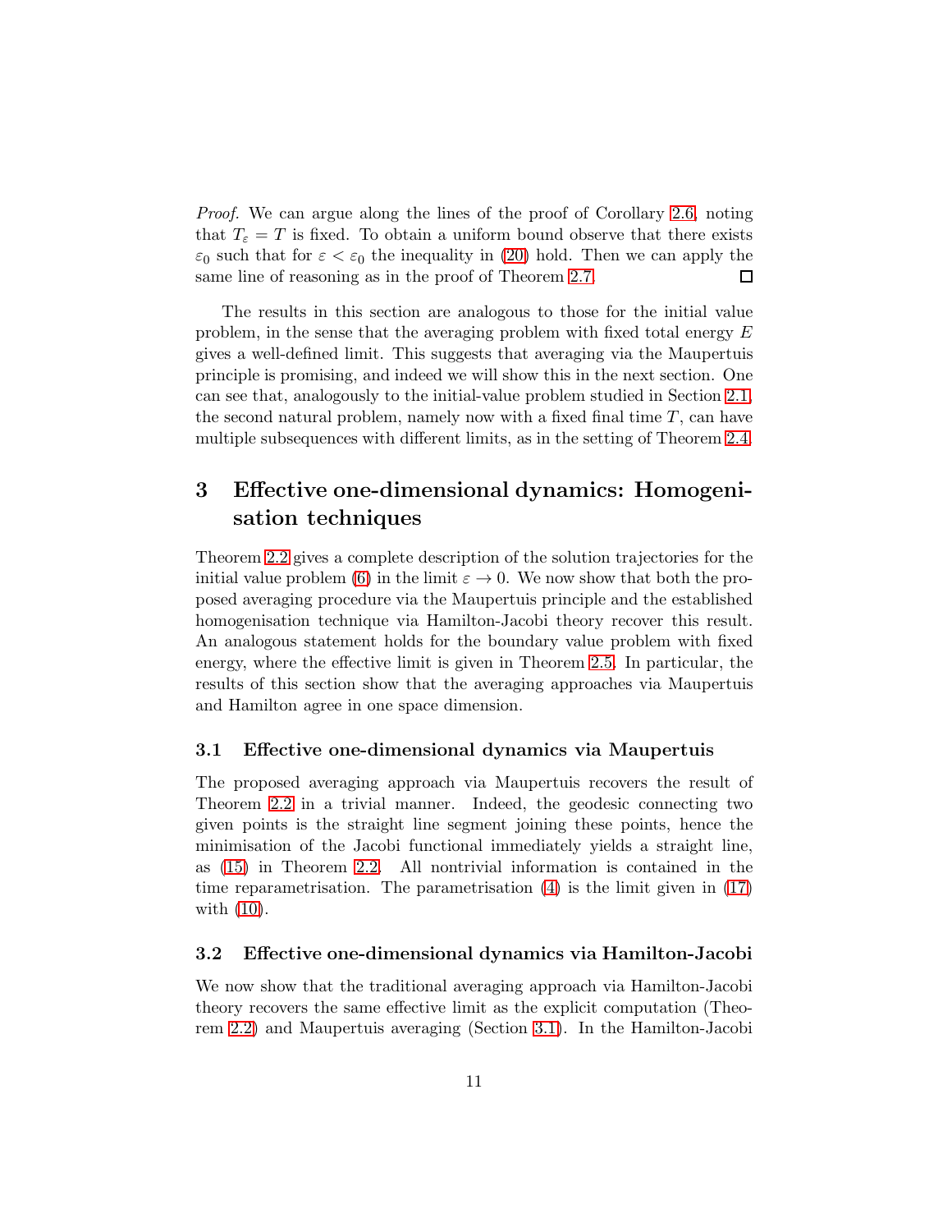*Proof.* We can argue along the lines of the proof of Corollary 2.6, noting that $T_\varepsilon = T$ is fixed. To obtain a uniform bound observe that there exists $\varepsilon_0$ such that for $\varepsilon < \varepsilon_0$ the inequality in (20) hold. Then we can apply the same line of reasoning as in the proof of Theorem 2.7. □

The results in this section are analogous to those for the initial value problem, in the sense that the averaging problem with fixed total energy $E$ gives a well-defined limit. This suggests that averaging via the Maupertuis principle is promising, and indeed we will show this in the next section. One can see that, analogously to the initial-value problem studied in Section 2.1, the second natural problem, namely now with a fixed final time $T$, can have multiple subsequences with different limits, as in the setting of Theorem 2.4.

## 3 Effective one-dimensional dynamics: Homogenisation techniques

Theorem 2.2 gives a complete description of the solution trajectories for the initial value problem (6) in the limit $\varepsilon \to 0$. We now show that both the proposed averaging procedure via the Maupertuis principle and the established homogenisation technique via Hamilton-Jacobi theory recover this result. An analogous statement holds for the boundary value problem with fixed energy, where the effective limit is given in Theorem 2.5. In particular, the results of this section show that the averaging approaches via Maupertuis and Hamilton agree in one space dimension.

### 3.1 Effective one-dimensional dynamics via Maupertuis

The proposed averaging approach via Maupertuis recovers the result of Theorem 2.2 in a trivial manner. Indeed, the geodesic connecting two given points is the straight line segment joining these points, hence the minimisation of the Jacobi functional immediately yields a straight line, as (15) in Theorem 2.2. All nontrivial information is contained in the time reparametrisation. The parametrisation (4) is the limit given in (17) with (10).

### 3.2 Effective one-dimensional dynamics via Hamilton-Jacobi

We now show that the traditional averaging approach via Hamilton-Jacobi theory recovers the same effective limit as the explicit computation (Theorem 2.2) and Maupertuis averaging (Section 3.1). In the Hamilton-Jacobi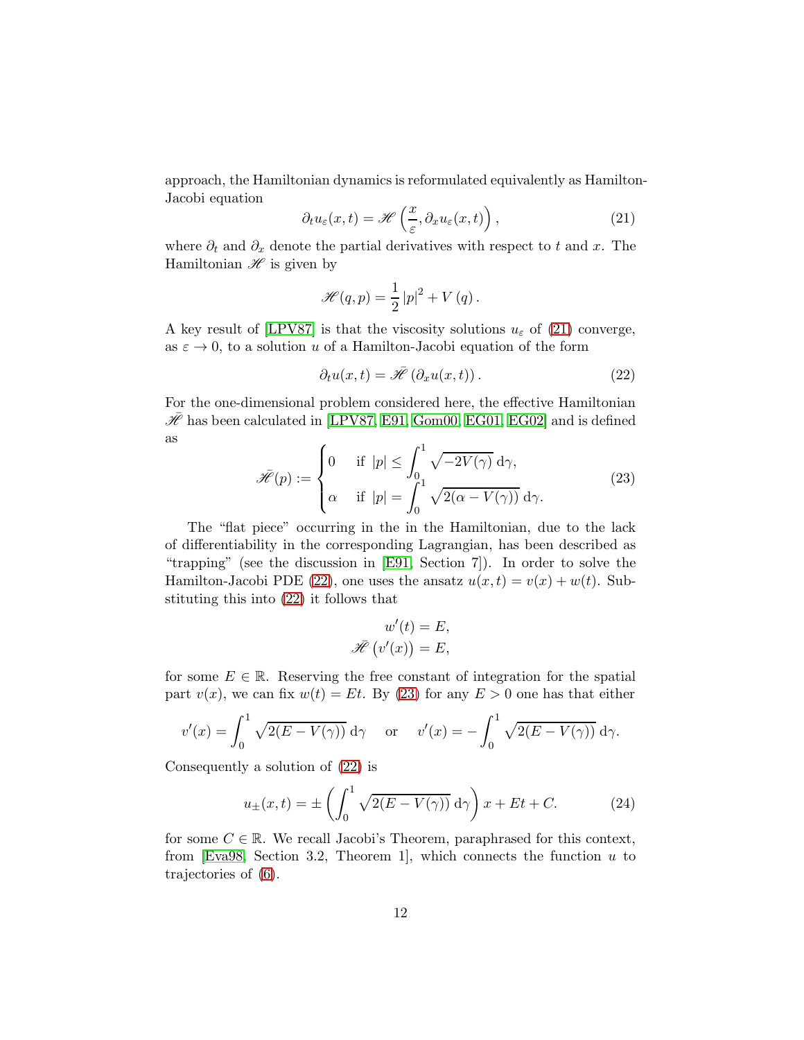approach, the Hamiltonian dynamics is reformulated equivalently as Hamilton-Jacobi equation

$$\partial_t u_\varepsilon(x,t) = \mathscr{H}\left(\frac{x}{\varepsilon}, \partial_x u_\varepsilon(x,t)\right), \tag{21}$$

where $\partial_t$ and $\partial_x$ denote the partial derivatives with respect to $t$ and $x$. The Hamiltonian $\mathscr{H}$ is given by

$$\mathscr{H}(q,p) = \frac{1}{2}|p|^2 + V(q).$$

A key result of [LPV87] is that the viscosity solutions $u_\varepsilon$ of (21) converge, as $\varepsilon \to 0$, to a solution $u$ of a Hamilton-Jacobi equation of the form

$$\partial_t u(x,t) = \bar{\mathscr{H}}\left(\partial_x u(x,t)\right). \tag{22}$$

For the one-dimensional problem considered here, the effective Hamiltonian $\bar{\mathscr{H}}$ has been calculated in [LPV87, E91, Gom00, EG01, EG02] and is defined as

$$\bar{\mathscr{H}}(p) := \begin{cases} 0 & \text{if } |p| \le \displaystyle\int_0^1 \sqrt{-2V(\gamma)}\,\mathrm{d}\gamma, \\ \alpha & \text{if } |p| = \displaystyle\int_0^1 \sqrt{2(\alpha - V(\gamma))}\,\mathrm{d}\gamma. \end{cases} \tag{23}$$

The "flat piece" occurring in the in the Hamiltonian, due to the lack of differentiability in the corresponding Lagrangian, has been described as "trapping" (see the discussion in [E91, Section 7]). In order to solve the Hamilton-Jacobi PDE (22), one uses the ansatz $u(x,t) = v(x) + w(t)$. Substituting this into (22) it follows that

$$w'(t) = E,$$
$$\bar{\mathscr{H}}\left(v'(x)\right) = E,$$

for some $E \in \mathbb{R}$. Reserving the free constant of integration for the spatial part $v(x)$, we can fix $w(t) = Et$. By (23) for any $E > 0$ one has that either

$$v'(x) = \int_0^1 \sqrt{2(E - V(\gamma))}\,\mathrm{d}\gamma \quad \text{ or } \quad v'(x) = -\int_0^1 \sqrt{2(E - V(\gamma))}\,\mathrm{d}\gamma.$$

Consequently a solution of (22) is

$$u_\pm(x,t) = \pm\left(\int_0^1 \sqrt{2(E - V(\gamma))}\,\mathrm{d}\gamma\right)x + Et + C. \tag{24}$$

for some $C \in \mathbb{R}$. We recall Jacobi's Theorem, paraphrased for this context, from [Eva98, Section 3.2, Theorem 1], which connects the function $u$ to trajectories of (6).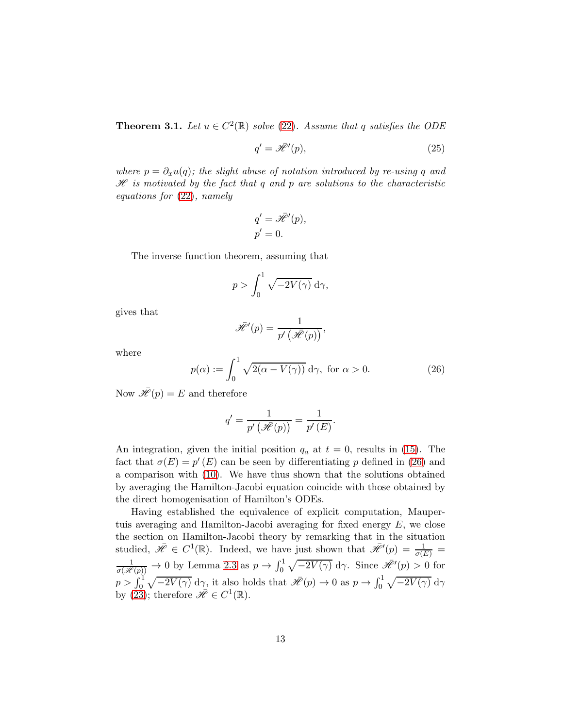**Theorem 3.1.** *Let $u \in C^2(\mathbb{R})$ solve (22). Assume that $q$ satisfies the ODE*

$$q' = \bar{\mathscr{H}}'(p), \tag{25}$$

*where $p = \partial_x u(q)$; the slight abuse of notation introduced by re-using $q$ and $\mathscr{H}$ is motivated by the fact that $q$ and $p$ are solutions to the characteristic equations for (22), namely*

$$\begin{aligned} q' &= \bar{\mathscr{H}}'(p), \\ p' &= 0. \end{aligned}$$

The inverse function theorem, assuming that

$$p > \int_0^1 \sqrt{-2V(\gamma)}\,\mathrm{d}\gamma,$$

gives that

$$\bar{\mathscr{H}}'(p) = \frac{1}{p'\left(\bar{\mathscr{H}}(p)\right)},$$

where

$$p(\alpha) := \int_0^1 \sqrt{2(\alpha - V(\gamma))}\,\mathrm{d}\gamma, \text{ for } \alpha > 0. \tag{26}$$

Now $\bar{\mathscr{H}}(p) = E$ and therefore

$$q' = \frac{1}{p'\left(\bar{\mathscr{H}}(p)\right)} = \frac{1}{p'\left(E\right)}.$$

An integration, given the initial position $q_a$ at $t = 0$, results in (15). The fact that $\sigma(E) = p'(E)$ can be seen by differentiating $p$ defined in (26) and a comparison with (10). We have thus shown that the solutions obtained by averaging the Hamilton-Jacobi equation coincide with those obtained by the direct homogenisation of Hamilton's ODEs.

Having established the equivalence of explicit computation, Maupertuis averaging and Hamilton-Jacobi averaging for fixed energy $E$, we close the section on Hamilton-Jacobi theory by remarking that in the situation studied, $\bar{\mathscr{H}} \in C^1(\mathbb{R})$. Indeed, we have just shown that $\bar{\mathscr{H}}'(p) = \frac{1}{\sigma(E)} = \frac{1}{\sigma(\bar{\mathscr{H}}(p))} \to 0$ by Lemma 2.3 as $p \to \int_0^1 \sqrt{-2V(\gamma)}\,\mathrm{d}\gamma$. Since $\bar{\mathscr{H}}'(p) > 0$ for $p > \int_0^1 \sqrt{-2V(\gamma)}\,\mathrm{d}\gamma$, it also holds that $\bar{\mathscr{H}}(p) \to 0$ as $p \to \int_0^1 \sqrt{-2V(\gamma)}\,\mathrm{d}\gamma$ by (23); therefore $\bar{\mathscr{H}} \in C^1(\mathbb{R})$.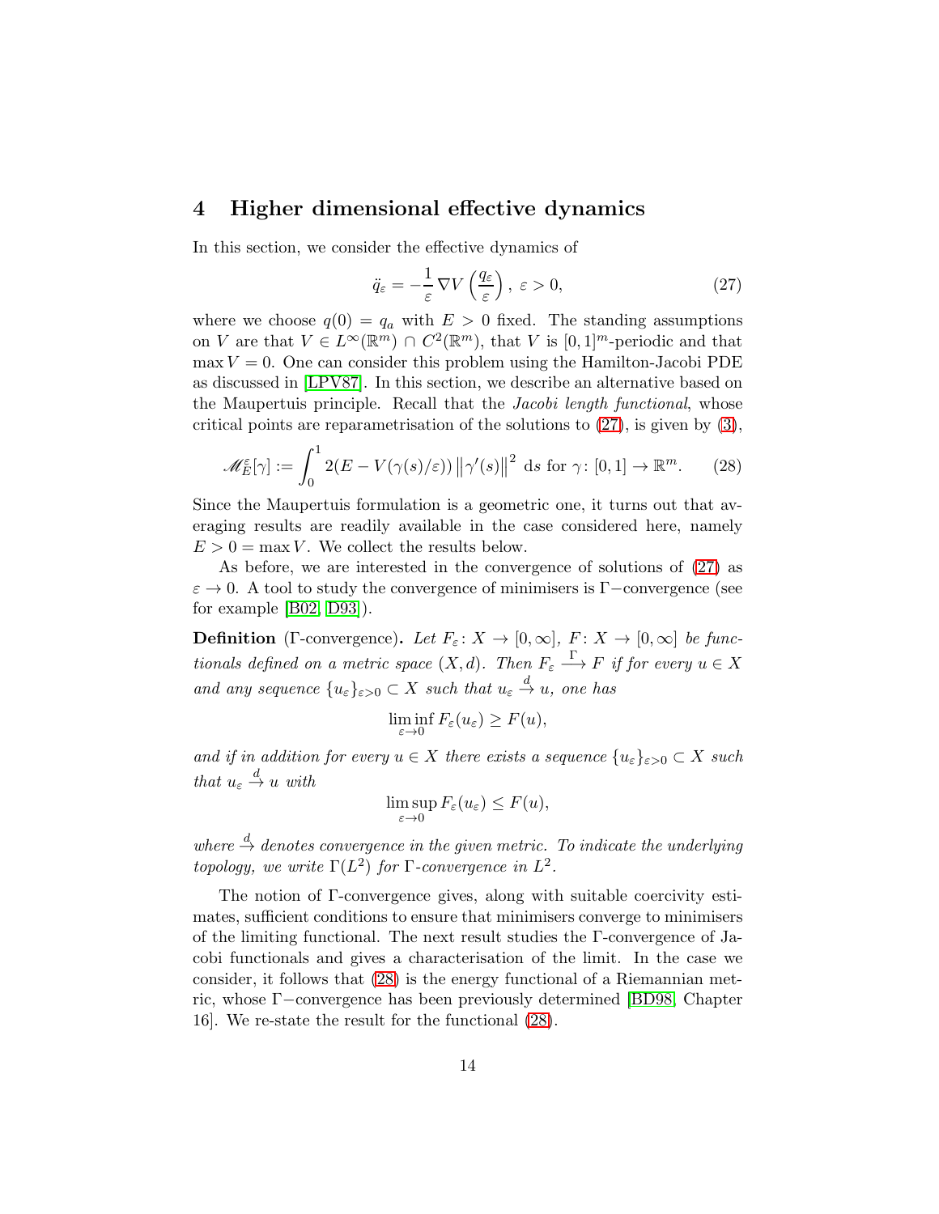## 4 Higher dimensional effective dynamics

In this section, we consider the effective dynamics of

$$\ddot{q}_\varepsilon = -\frac{1}{\varepsilon}\nabla V\left(\frac{q_\varepsilon}{\varepsilon}\right),\ \varepsilon > 0, \tag{27}$$

where we choose $q(0) = q_a$ with $E > 0$ fixed. The standing assumptions on $V$ are that $V \in L^\infty(\mathbb{R}^m) \cap C^2(\mathbb{R}^m)$, that $V$ is $[0,1]^m$-periodic and that $\max V = 0$. One can consider this problem using the Hamilton-Jacobi PDE as discussed in [LPV87]. In this section, we describe an alternative based on the Maupertuis principle. Recall that the *Jacobi length functional*, whose critical points are reparametrisation of the solutions to (27), is given by (3),

$$\mathscr{M}_E^\varepsilon[\gamma] := \int_0^1 2(E - V(\gamma(s)/\varepsilon))\left\|\gamma'(s)\right\|^2\ \mathrm{d}s \text{ for } \gamma\colon [0,1] \to \mathbb{R}^m. \tag{28}$$

Since the Maupertuis formulation is a geometric one, it turns out that averaging results are readily available in the case considered here, namely $E > 0 = \max V$. We collect the results below.

As before, we are interested in the convergence of solutions of (27) as $\varepsilon \to 0$. A tool to study the convergence of minimisers is $\Gamma-$convergence (see for example [B02, D93]).

**Definition** ($\Gamma$-convergence)**.** *Let $F_\varepsilon\colon X \to [0,\infty]$, $F\colon X \to [0,\infty]$ be functionals defined on a metric space $(X,d)$. Then $F_\varepsilon \xrightarrow{\Gamma} F$ if for every $u \in X$ and any sequence $\{u_\varepsilon\}_{\varepsilon>0} \subset X$ such that $u_\varepsilon \xrightarrow{d} u$, one has*

$$\liminf_{\varepsilon\to 0} F_\varepsilon(u_\varepsilon) \geq F(u),$$

*and if in addition for every $u \in X$ there exists a sequence $\{u_\varepsilon\}_{\varepsilon>0} \subset X$ such that $u_\varepsilon \xrightarrow{d} u$ with*

$$\limsup_{\varepsilon\to 0} F_\varepsilon(u_\varepsilon) \leq F(u),$$

*where $\xrightarrow{d}$ denotes convergence in the given metric. To indicate the underlying topology, we write $\Gamma(L^2)$ for $\Gamma$-convergence in $L^2$.*

The notion of $\Gamma$-convergence gives, along with suitable coercivity estimates, sufficient conditions to ensure that minimisers converge to minimisers of the limiting functional. The next result studies the $\Gamma$-convergence of Jacobi functionals and gives a characterisation of the limit. In the case we consider, it follows that (28) is the energy functional of a Riemannian metric, whose $\Gamma-$convergence has been previously determined [BD98, Chapter 16]. We re-state the result for the functional (28).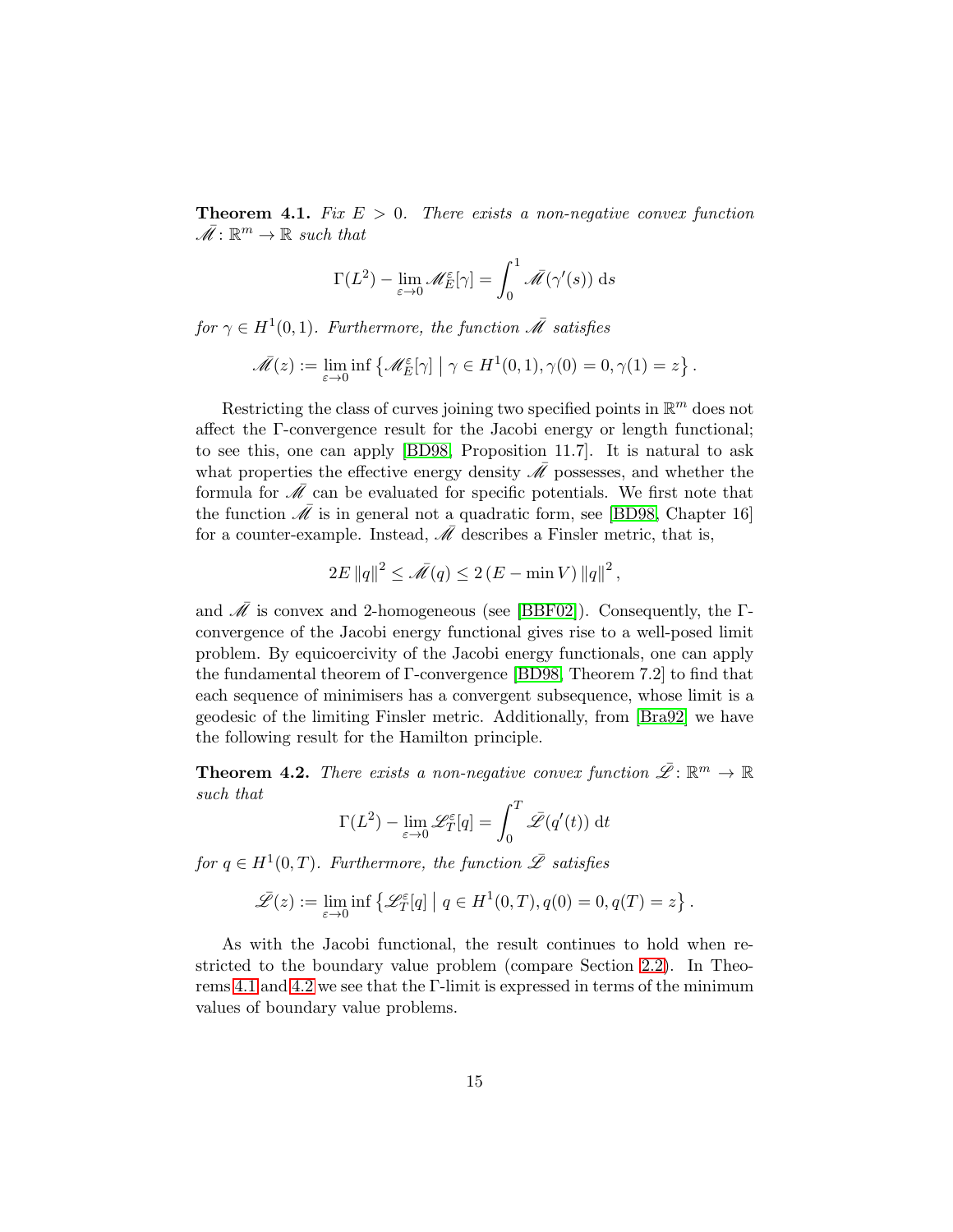**Theorem 4.1.** *Fix $E > 0$. There exists a non-negative convex function $\bar{\mathscr{M}} \colon \mathbb{R}^m \to \mathbb{R}$ such that*

$$\Gamma(L^2) - \lim_{\varepsilon \to 0} \mathscr{M}_E^\varepsilon[\gamma] = \int_0^1 \bar{\mathscr{M}}(\gamma'(s))\,\mathrm{d}s$$

*for $\gamma \in H^1(0,1)$. Furthermore, the function $\bar{\mathscr{M}}$ satisfies*

$$\bar{\mathscr{M}}(z) := \lim_{\varepsilon \to 0} \inf \left\{ \mathscr{M}_E^\varepsilon[\gamma] \;\middle|\; \gamma \in H^1(0,1), \gamma(0) = 0, \gamma(1) = z \right\}.$$

Restricting the class of curves joining two specified points in $\mathbb{R}^m$ does not affect the Γ-convergence result for the Jacobi energy or length functional; to see this, one can apply [BD98, Proposition 11.7]. It is natural to ask what properties the effective energy density $\bar{\mathscr{M}}$ possesses, and whether the formula for $\bar{\mathscr{M}}$ can be evaluated for specific potentials. We first note that the function $\bar{\mathscr{M}}$ is in general not a quadratic form, see [BD98, Chapter 16] for a counter-example. Instead, $\bar{\mathscr{M}}$ describes a Finsler metric, that is,

$$2E \left\| q \right\|^2 \leq \bar{\mathscr{M}}(q) \leq 2\left(E - \min V\right) \left\| q \right\|^2,$$

and $\bar{\mathscr{M}}$ is convex and 2-homogeneous (see [BBF02]). Consequently, the Γ-convergence of the Jacobi energy functional gives rise to a well-posed limit problem. By equicoercivity of the Jacobi energy functionals, one can apply the fundamental theorem of Γ-convergence [BD98, Theorem 7.2] to find that each sequence of minimisers has a convergent subsequence, whose limit is a geodesic of the limiting Finsler metric. Additionally, from [Bra92] we have the following result for the Hamilton principle.

**Theorem 4.2.** *There exists a non-negative convex function $\bar{\mathscr{L}} \colon \mathbb{R}^m \to \mathbb{R}$ such that*

$$\Gamma(L^2) - \lim_{\varepsilon \to 0} \mathscr{L}_T^\varepsilon[q] = \int_0^T \bar{\mathscr{L}}(q'(t))\,\mathrm{d}t$$

*for $q \in H^1(0,T)$. Furthermore, the function $\bar{\mathscr{L}}$ satisfies*

$$\bar{\mathscr{L}}(z) := \lim_{\varepsilon \to 0} \inf \left\{ \mathscr{L}_T^\varepsilon[q] \;\middle|\; q \in H^1(0,T), q(0) = 0, q(T) = z \right\}.$$

As with the Jacobi functional, the result continues to hold when restricted to the boundary value problem (compare Section 2.2). In Theorems 4.1 and 4.2 we see that the Γ-limit is expressed in terms of the minimum values of boundary value problems.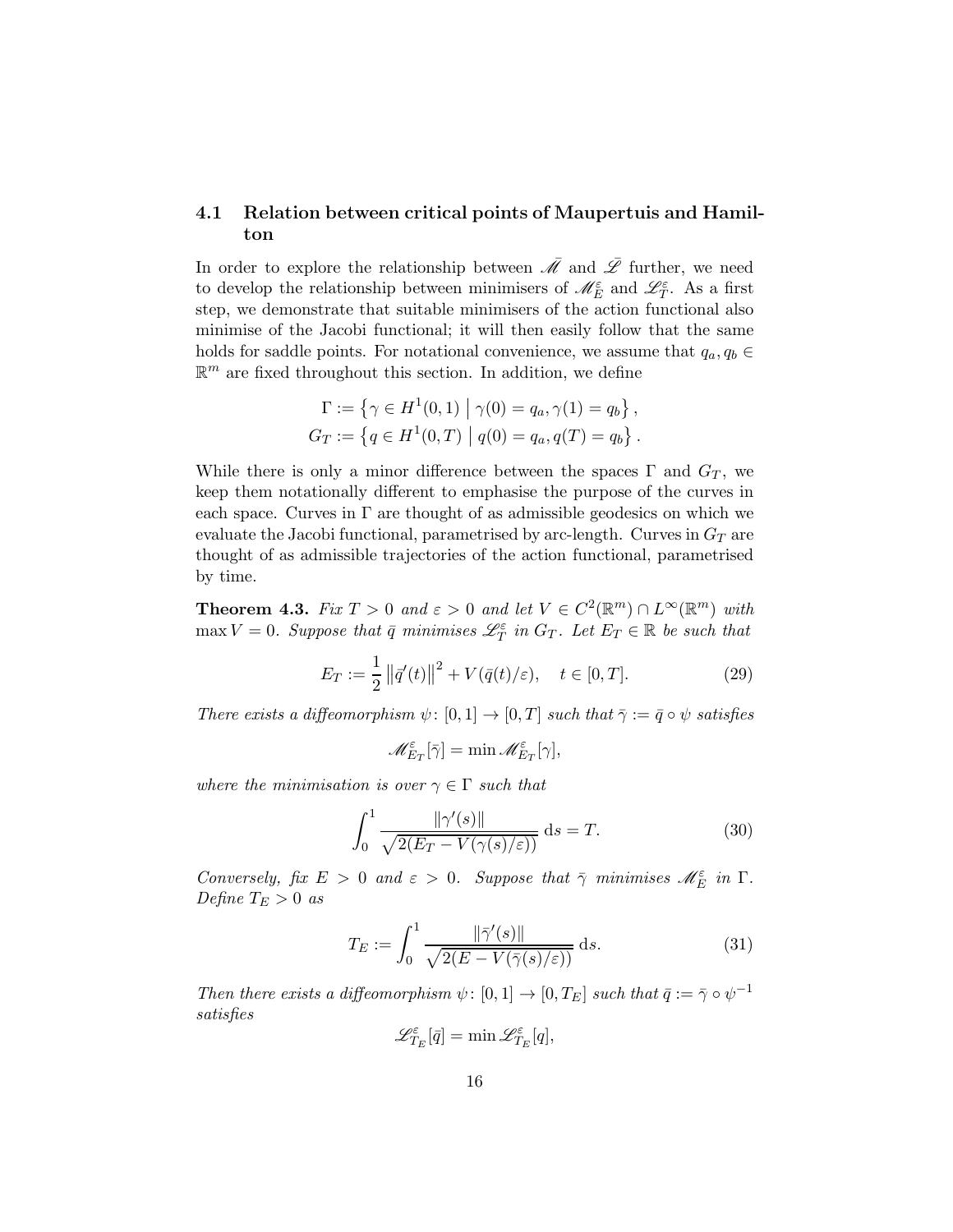### 4.1 Relation between critical points of Maupertuis and Hamilton

In order to explore the relationship between $\bar{\mathscr{M}}$ and $\bar{\mathscr{L}}$ further, we need to develop the relationship between minimisers of $\mathscr{M}_E^\varepsilon$ and $\mathscr{L}_T^\varepsilon$. As a first step, we demonstrate that suitable minimisers of the action functional also minimise of the Jacobi functional; it will then easily follow that the same holds for saddle points. For notational convenience, we assume that $q_a, q_b \in \mathbb{R}^m$ are fixed throughout this section. In addition, we define

$$\Gamma := \left\{ \gamma \in H^1(0,1) \;\middle|\; \gamma(0) = q_a, \gamma(1) = q_b \right\},$$
$$G_T := \left\{ q \in H^1(0,T) \;\middle|\; q(0) = q_a, q(T) = q_b \right\}.$$

While there is only a minor difference between the spaces $\Gamma$ and $G_T$, we keep them notationally different to emphasise the purpose of the curves in each space. Curves in $\Gamma$ are thought of as admissible geodesics on which we evaluate the Jacobi functional, parametrised by arc-length. Curves in $G_T$ are thought of as admissible trajectories of the action functional, parametrised by time.

**Theorem 4.3.** *Fix $T > 0$ and $\varepsilon > 0$ and let $V \in C^2(\mathbb{R}^m) \cap L^\infty(\mathbb{R}^m)$ with $\max V = 0$. Suppose that $\bar{q}$ minimises $\mathscr{L}_T^\varepsilon$ in $G_T$. Let $E_T \in \mathbb{R}$ be such that*

$$E_T := \frac{1}{2} \left\| \bar{q}'(t) \right\|^2 + V(\bar{q}(t)/\varepsilon), \quad t \in [0,T]. \tag{29}$$

*There exists a diffeomorphism $\psi\colon [0,1] \to [0,T]$ such that $\bar{\gamma} := \bar{q} \circ \psi$ satisfies*

$$\mathscr{M}_{E_T}^\varepsilon[\bar{\gamma}] = \min \mathscr{M}_{E_T}^\varepsilon[\gamma],$$

*where the minimisation is over $\gamma \in \Gamma$ such that*

$$\int_0^1 \frac{\|\gamma'(s)\|}{\sqrt{2(E_T - V(\gamma(s)/\varepsilon))}} \, \mathrm{d}s = T. \tag{30}$$

*Conversely, fix $E > 0$ and $\varepsilon > 0$. Suppose that $\bar{\gamma}$ minimises $\mathscr{M}_E^\varepsilon$ in $\Gamma$. Define $T_E > 0$ as*

$$T_E := \int_0^1 \frac{\|\bar{\gamma}'(s)\|}{\sqrt{2(E - V(\bar{\gamma}(s)/\varepsilon))}} \, \mathrm{d}s. \tag{31}$$

*Then there exists a diffeomorphism $\psi\colon [0,1] \to [0,T_E]$ such that $\bar{q} := \bar{\gamma} \circ \psi^{-1}$ satisfies*

$$\mathscr{L}_{T_E}^\varepsilon[\bar{q}] = \min \mathscr{L}_{T_E}^\varepsilon[q],$$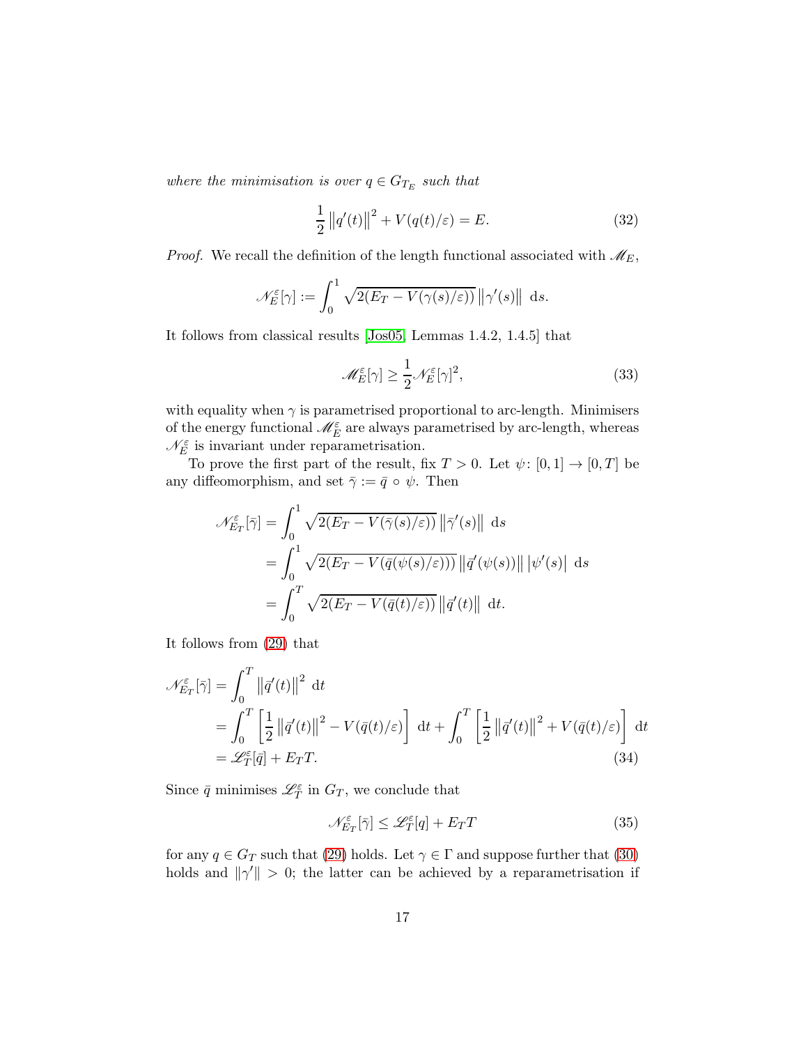*where the minimisation is over $q \in G_{T_E}$ such that*

$$\frac{1}{2} \left\| q'(t) \right\|^2 + V(q(t)/\varepsilon) = E. \tag{32}$$

*Proof.* We recall the definition of the length functional associated with $\mathscr{M}_E$,

$$\mathscr{N}_E^\varepsilon[\gamma] := \int_0^1 \sqrt{2(E_T - V(\gamma(s)/\varepsilon))} \left\| \gamma'(s) \right\| \, \mathrm{d}s.$$

It follows from classical results [Jos05, Lemmas 1.4.2, 1.4.5] that

$$\mathscr{M}_E^\varepsilon[\gamma] \geq \frac{1}{2} \mathscr{N}_E^\varepsilon[\gamma]^2, \tag{33}$$

with equality when $\gamma$ is parametrised proportional to arc-length. Minimisers of the energy functional $\mathscr{M}_E^\varepsilon$ are always parametrised by arc-length, whereas $\mathscr{N}_E^\varepsilon$ is invariant under reparametrisation.

To prove the first part of the result, fix $T > 0$. Let $\psi \colon [0,1] \to [0,T]$ be any diffeomorphism, and set $\bar{\gamma} := \bar{q} \circ \psi$. Then

$$\begin{aligned}
\mathscr{N}_{E_T}^\varepsilon[\bar{\gamma}] &= \int_0^1 \sqrt{2(E_T - V(\bar{\gamma}(s)/\varepsilon))} \left\| \bar{\gamma}'(s) \right\| \, \mathrm{d}s \\
&= \int_0^1 \sqrt{2(E_T - V(\bar{q}(\psi(s)/\varepsilon)))} \left\| \bar{q}'(\psi(s)) \right\| \left| \psi'(s) \right| \, \mathrm{d}s \\
&= \int_0^T \sqrt{2(E_T - V(\bar{q}(t)/\varepsilon))} \left\| \bar{q}'(t) \right\| \, \mathrm{d}t.
\end{aligned}$$

It follows from (29) that

$$\begin{aligned}
\mathscr{N}_{E_T}^\varepsilon[\bar{\gamma}] &= \int_0^T \left\| \bar{q}'(t) \right\|^2 \, \mathrm{d}t \\
&= \int_0^T \left[ \frac{1}{2} \left\| \bar{q}'(t) \right\|^2 - V(\bar{q}(t)/\varepsilon) \right] \, \mathrm{d}t + \int_0^T \left[ \frac{1}{2} \left\| \bar{q}'(t) \right\|^2 + V(\bar{q}(t)/\varepsilon) \right] \, \mathrm{d}t \\
&= \mathscr{L}_T^\varepsilon[\bar{q}] + E_T T.
\end{aligned} \tag{34}$$

Since $\bar{q}$ minimises $\mathscr{L}_T^\varepsilon$ in $G_T$, we conclude that

$$\mathscr{N}_{E_T}^\varepsilon[\bar{\gamma}] \leq \mathscr{L}_T^\varepsilon[q] + E_T T \tag{35}$$

for any $q \in G_T$ such that (29) holds. Let $\gamma \in \Gamma$ and suppose further that (30) holds and $\|\gamma'\| > 0$; the latter can be achieved by a reparametrisation if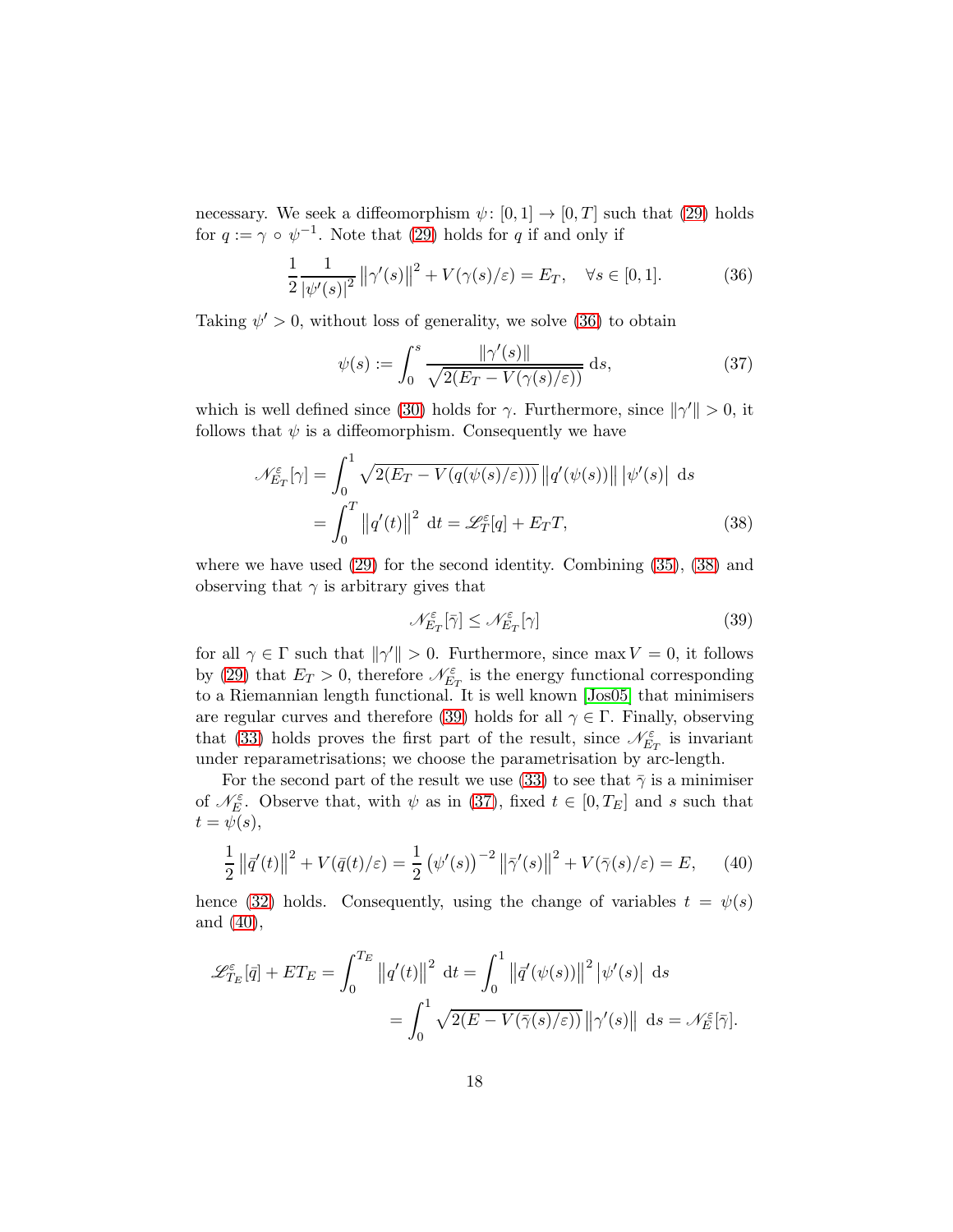necessary. We seek a diffeomorphism $\psi \colon [0,1] \to [0,T]$ such that (29) holds for $q := \gamma \circ \psi^{-1}$. Note that (29) holds for $q$ if and only if

$$\frac{1}{2}\frac{1}{|\psi'(s)|^2}\left\|\gamma'(s)\right\|^2 + V(\gamma(s)/\varepsilon) = E_T, \quad \forall s \in [0,1]. \tag{36}$$

Taking $\psi' > 0$, without loss of generality, we solve (36) to obtain

$$\psi(s) := \int_0^s \frac{\|\gamma'(s)\|}{\sqrt{2(E_T - V(\gamma(s)/\varepsilon))}}\,\mathrm{d}s, \tag{37}$$

which is well defined since (30) holds for $\gamma$. Furthermore, since $\|\gamma'\| > 0$, it follows that $\psi$ is a diffeomorphism. Consequently we have

$$\begin{aligned}\mathscr{N}^{\varepsilon}_{E_T}[\gamma] &= \int_0^1 \sqrt{2(E_T - V(q(\psi(s)/\varepsilon)))}\left\|q'(\psi(s))\right\|\left|\psi'(s)\right|\,\mathrm{d}s \\ &= \int_0^T \left\|q'(t)\right\|^2\,\mathrm{d}t = \mathscr{L}^{\varepsilon}_T[q] + E_T T,\end{aligned} \tag{38}$$

where we have used (29) for the second identity. Combining (35), (38) and observing that $\gamma$ is arbitrary gives that

$$\mathscr{N}^{\varepsilon}_{E_T}[\bar{\gamma}] \le \mathscr{N}^{\varepsilon}_{E_T}[\gamma] \tag{39}$$

for all $\gamma \in \Gamma$ such that $\|\gamma'\| > 0$. Furthermore, since $\max V = 0$, it follows by (29) that $E_T > 0$, therefore $\mathscr{N}^{\varepsilon}_{E_T}$ is the energy functional corresponding to a Riemannian length functional. It is well known [Jos05] that minimisers are regular curves and therefore (39) holds for all $\gamma \in \Gamma$. Finally, observing that (33) holds proves the first part of the result, since $\mathscr{N}^{\varepsilon}_{E_T}$ is invariant under reparametrisations; we choose the parametrisation by arc-length.

For the second part of the result we use (33) to see that $\bar{\gamma}$ is a minimiser of $\mathscr{N}^{\varepsilon}_{E}$. Observe that, with $\psi$ as in (37), fixed $t \in [0, T_E]$ and $s$ such that $t = \psi(s)$,

$$\frac{1}{2}\left\|\bar{q}'(t)\right\|^2 + V(\bar{q}(t)/\varepsilon) = \frac{1}{2}\left(\psi'(s)\right)^{-2}\left\|\bar{\gamma}'(s)\right\|^2 + V(\bar{\gamma}(s)/\varepsilon) = E, \tag{40}$$

hence (32) holds. Consequently, using the change of variables $t = \psi(s)$ and (40),

$$\begin{aligned}\mathscr{L}^{\varepsilon}_{T_E}[\bar{q}] + E T_E = \int_0^{T_E}\left\|q'(t)\right\|^2\,\mathrm{d}t &= \int_0^1 \left\|\bar{q}'(\psi(s))\right\|^2\left|\psi'(s)\right|\,\mathrm{d}s \\ &= \int_0^1 \sqrt{2(E - V(\bar{\gamma}(s)/\varepsilon))}\left\|\gamma'(s)\right\|\,\mathrm{d}s = \mathscr{N}^{\varepsilon}_{E}[\bar{\gamma}].\end{aligned}$$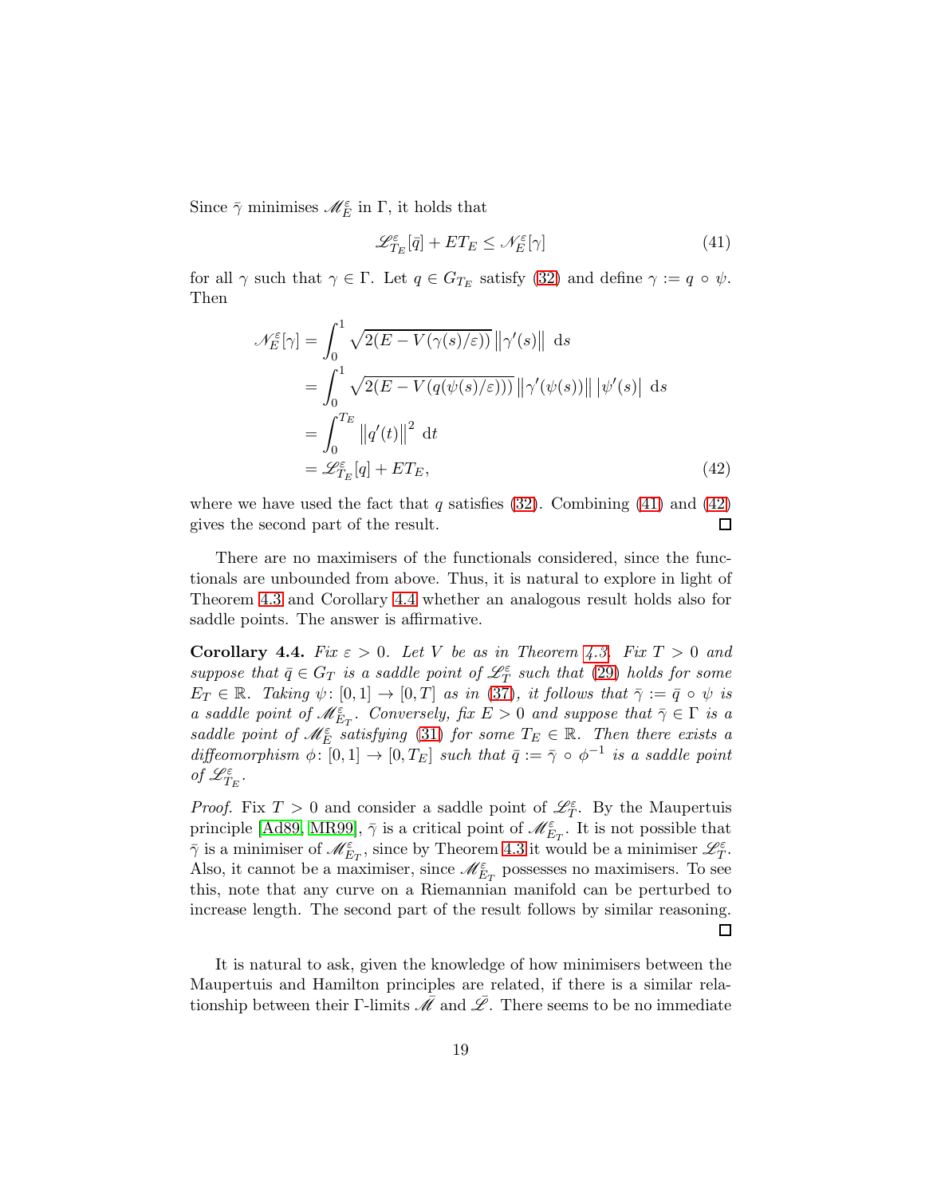Since $\bar{\gamma}$ minimises $\mathscr{M}_E^\varepsilon$ in $\Gamma$, it holds that

$$\mathscr{L}_{T_E}^\varepsilon[\bar{q}] + ET_E \leq \mathscr{N}_E^\varepsilon[\gamma] \tag{41}$$

for all $\gamma$ such that $\gamma \in \Gamma$. Let $q \in G_{T_E}$ satisfy (32) and define $\gamma := q \circ \psi$. Then

$$\begin{aligned}
\mathscr{N}_E^\varepsilon[\gamma] &= \int_0^1 \sqrt{2(E - V(\gamma(s)/\varepsilon))}\,\|\gamma'(s)\| \, \mathrm{d}s \\
&= \int_0^1 \sqrt{2(E - V(q(\psi(s)/\varepsilon)))}\,\|\gamma'(\psi(s))\| \, |\psi'(s)| \, \mathrm{d}s \\
&= \int_0^{T_E} \|q'(t)\|^2 \, \mathrm{d}t \\
&= \mathscr{L}_{T_E}^\varepsilon[q] + ET_E,
\end{aligned} \tag{42}$$

where we have used the fact that $q$ satisfies (32). Combining (41) and (42) gives the second part of the result. $\square$

There are no maximisers of the functionals considered, since the functionals are unbounded from above. Thus, it is natural to explore in light of Theorem 4.3 and Corollary 4.4 whether an analogous result holds also for saddle points. The answer is affirmative.

**Corollary 4.4.** *Fix $\varepsilon > 0$. Let $V$ be as in Theorem 4.3. Fix $T > 0$ and suppose that $\bar{q} \in G_T$ is a saddle point of $\mathscr{L}_T^\varepsilon$ such that (29) holds for some $E_T \in \mathbb{R}$. Taking $\psi\colon [0,1] \to [0,T]$ as in (37), it follows that $\bar{\gamma} := \bar{q} \circ \psi$ is a saddle point of $\mathscr{M}_{E_T}^\varepsilon$. Conversely, fix $E > 0$ and suppose that $\bar{\gamma} \in \Gamma$ is a saddle point of $\mathscr{M}_E^\varepsilon$ satisfying (31) for some $T_E \in \mathbb{R}$. Then there exists a diffeomorphism $\phi\colon [0,1] \to [0,T_E]$ such that $\bar{q} := \bar{\gamma} \circ \phi^{-1}$ is a saddle point of $\mathscr{L}_{T_E}^\varepsilon$.*

*Proof.* Fix $T > 0$ and consider a saddle point of $\mathscr{L}_T^\varepsilon$. By the Maupertuis principle [Ad89, MR99], $\bar{\gamma}$ is a critical point of $\mathscr{M}_{E_T}^\varepsilon$. It is not possible that $\bar{\gamma}$ is a minimiser of $\mathscr{M}_{E_T}^\varepsilon$, since by Theorem 4.3 it would be a minimiser $\mathscr{L}_T^\varepsilon$. Also, it cannot be a maximiser, since $\mathscr{M}_{E_T}^\varepsilon$ possesses no maximisers. To see this, note that any curve on a Riemannian manifold can be perturbed to increase length. The second part of the result follows by similar reasoning. $\square$

It is natural to ask, given the knowledge of how minimisers between the Maupertuis and Hamilton principles are related, if there is a similar relationship between their $\Gamma$-limits $\bar{\mathscr{M}}$ and $\bar{\mathscr{L}}$. There seems to be no immediate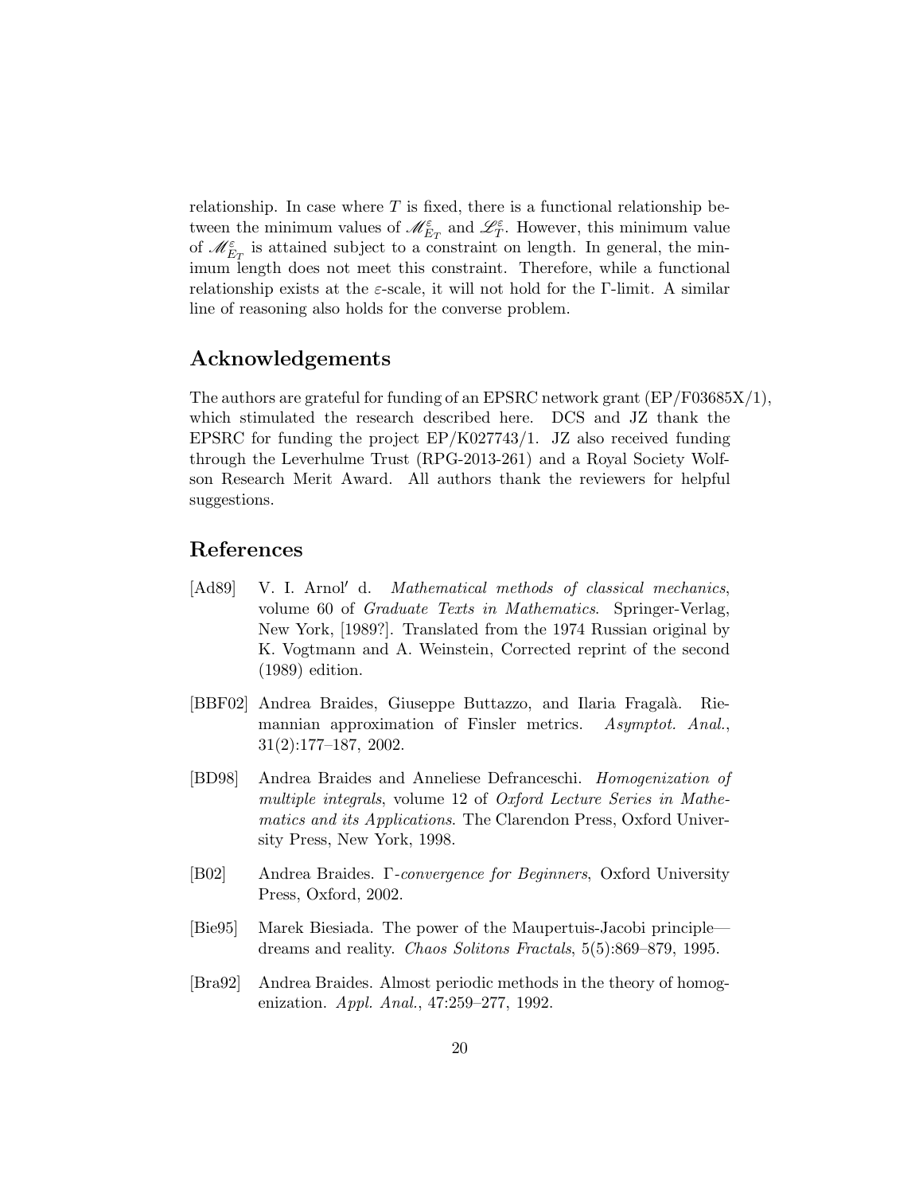relationship. In case where $T$ is fixed, there is a functional relationship between the minimum values of $\mathscr{M}^{\varepsilon}_{E_T}$ and $\mathscr{L}^{\varepsilon}_{T}$. However, this minimum value of $\mathscr{M}^{\varepsilon}_{E_T}$ is attained subject to a constraint on length. In general, the minimum length does not meet this constraint. Therefore, while a functional relationship exists at the $\varepsilon$-scale, it will not hold for the $\Gamma$-limit. A similar line of reasoning also holds for the converse problem.

## Acknowledgements

The authors are grateful for funding of an EPSRC network grant (EP/F03685X/1), which stimulated the research described here. DCS and JZ thank the EPSRC for funding the project EP/K027743/1. JZ also received funding through the Leverhulme Trust (RPG-2013-261) and a Royal Society Wolfson Research Merit Award. All authors thank the reviewers for helpful suggestions.

## References

[Ad89] V. I. Arnol′ d. *Mathematical methods of classical mechanics*, volume 60 of *Graduate Texts in Mathematics*. Springer-Verlag, New York, [1989?]. Translated from the 1974 Russian original by K. Vogtmann and A. Weinstein, Corrected reprint of the second (1989) edition.

[BBF02] Andrea Braides, Giuseppe Buttazzo, and Ilaria Fragalà. Riemannian approximation of Finsler metrics. *Asymptot. Anal.*, 31(2):177–187, 2002.

[BD98] Andrea Braides and Anneliese Defranceschi. *Homogenization of multiple integrals*, volume 12 of *Oxford Lecture Series in Mathematics and its Applications*. The Clarendon Press, Oxford University Press, New York, 1998.

[B02] Andrea Braides. *Γ-convergence for Beginners*, Oxford University Press, Oxford, 2002.

[Bie95] Marek Biesiada. The power of the Maupertuis-Jacobi principle—dreams and reality. *Chaos Solitons Fractals*, 5(5):869–879, 1995.

[Bra92] Andrea Braides. Almost periodic methods in the theory of homogenization. *Appl. Anal.*, 47:259–277, 1992.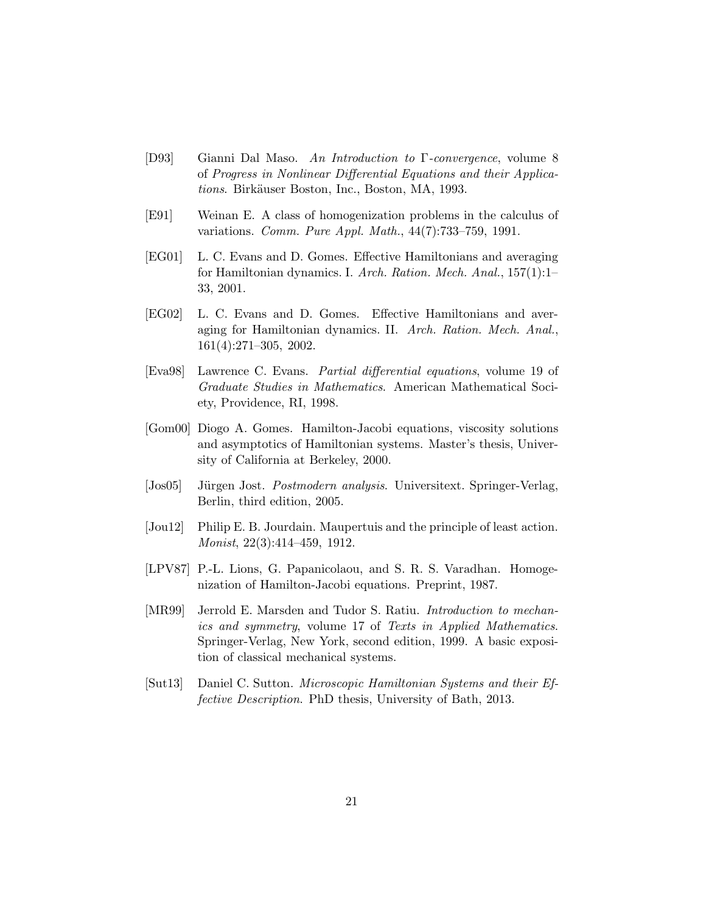[D93] Gianni Dal Maso. *An Introduction to* Γ*-convergence*, volume 8 of *Progress in Nonlinear Differential Equations and their Applications*. Birkäuser Boston, Inc., Boston, MA, 1993.

[E91] Weinan E. A class of homogenization problems in the calculus of variations. *Comm. Pure Appl. Math.*, 44(7):733–759, 1991.

[EG01] L. C. Evans and D. Gomes. Effective Hamiltonians and averaging for Hamiltonian dynamics. I. *Arch. Ration. Mech. Anal.*, 157(1):1–33, 2001.

[EG02] L. C. Evans and D. Gomes. Effective Hamiltonians and averaging for Hamiltonian dynamics. II. *Arch. Ration. Mech. Anal.*, 161(4):271–305, 2002.

[Eva98] Lawrence C. Evans. *Partial differential equations*, volume 19 of *Graduate Studies in Mathematics*. American Mathematical Society, Providence, RI, 1998.

[Gom00] Diogo A. Gomes. Hamilton-Jacobi equations, viscosity solutions and asymptotics of Hamiltonian systems. Master's thesis, University of California at Berkeley, 2000.

[Jos05] Jürgen Jost. *Postmodern analysis*. Universitext. Springer-Verlag, Berlin, third edition, 2005.

[Jou12] Philip E. B. Jourdain. Maupertuis and the principle of least action. *Monist*, 22(3):414–459, 1912.

[LPV87] P.-L. Lions, G. Papanicolaou, and S. R. S. Varadhan. Homogenization of Hamilton-Jacobi equations. Preprint, 1987.

[MR99] Jerrold E. Marsden and Tudor S. Ratiu. *Introduction to mechanics and symmetry*, volume 17 of *Texts in Applied Mathematics*. Springer-Verlag, New York, second edition, 1999. A basic exposition of classical mechanical systems.

[Sut13] Daniel C. Sutton. *Microscopic Hamiltonian Systems and their Effective Description*. PhD thesis, University of Bath, 2013.